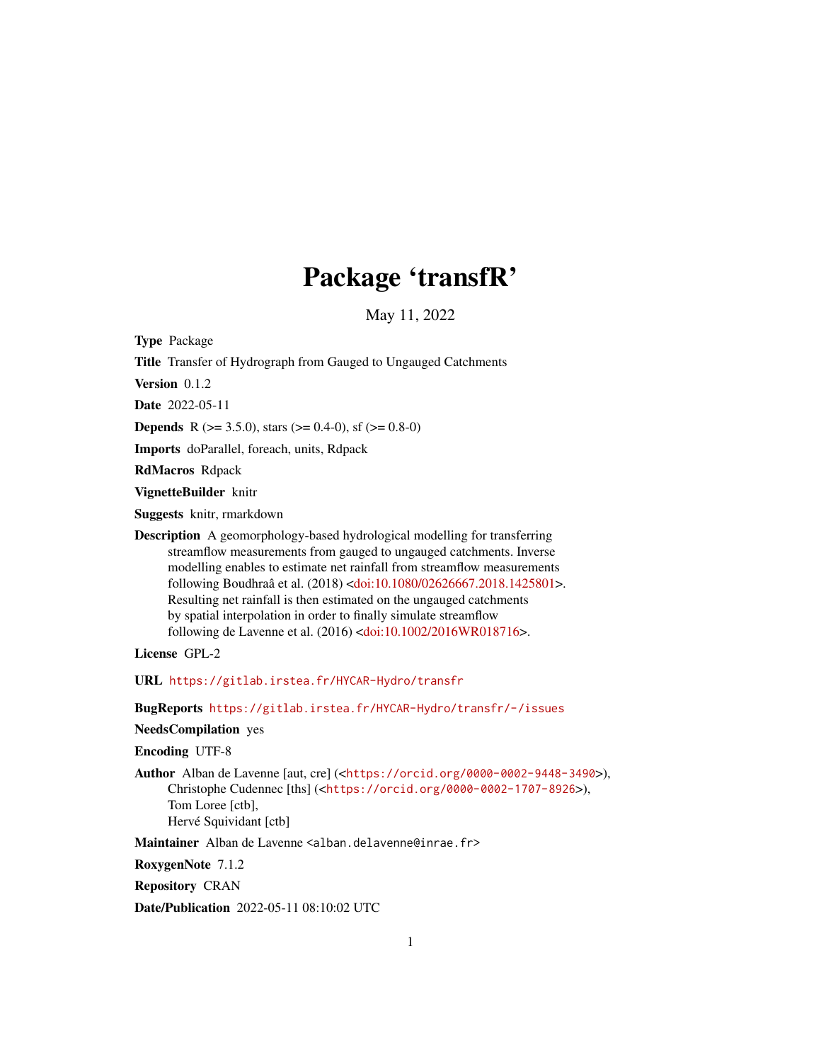# Package 'transfR'

May 11, 2022

**Type** Package

**Title** Transfer of Hydrograph from Gauged to Ungauged Catchments

**Version** 0.1.2

**Date** 2022-05-11

**Depends** R (>= 3.5.0), stars (>= 0.4-0), sf (>= 0.8-0)

**Imports** doParallel, foreach, units, Rdpack

**RdMacros** Rdpack

**VignetteBuilder** knitr

**Suggests** knitr, rmarkdown

**Description** A geomorphology-based hydrological modelling for transferring streamflow measurements from gauged to ungauged catchments. Inverse modelling enables to estimate net rainfall from streamflow measurements following Boudhraâ et al. (2018) <doi:10.1080/02626667.2018.1425801>. Resulting net rainfall is then estimated on the ungauged catchments by spatial interpolation in order to finally simulate streamflow following de Lavenne et al. (2016) <doi:10.1002/2016WR018716>.

**License** GPL-2

**URL** https://gitlab.irstea.fr/HYCAR-Hydro/transfr

**BugReports** https://gitlab.irstea.fr/HYCAR-Hydro/transfr/-/issues

**NeedsCompilation** yes

**Encoding** UTF-8

**Author** Alban de Lavenne [aut, cre] (<https://orcid.org/0000-0002-9448-3490>), Christophe Cudennec [ths] (<https://orcid.org/0000-0002-1707-8926>), Tom Loree [ctb], Hervé Squividant [ctb]

**Maintainer** Alban de Lavenne <alban.delavenne@inrae.fr>

**RoxygenNote** 7.1.2

**Repository** CRAN

**Date/Publication** 2022-05-11 08:10:02 UTC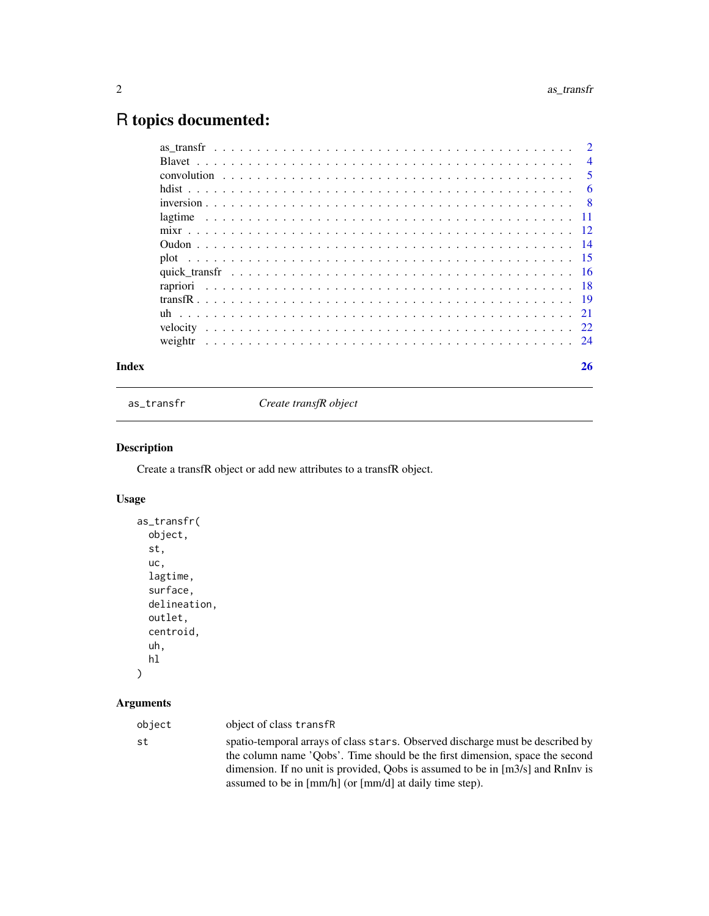# R topics documented:

| | |
|---|---|
| as_transfr | 2 |
| Blavet | 4 |
| convolution | 5 |
| hdist | 6 |
| inversion | 8 |
| lagtime | 11 |
| mixr | 12 |
| Oudon | 14 |
| plot | 15 |
| quick_transfr | 16 |
| rapriori | 18 |
| transfR | 19 |
| uh | 21 |
| velocity | 22 |
| weightr | 24 |

**Index** 26

---

as_transfr *Create transfR object*

---

## Description

Create a transfR object or add new attributes to a transfR object.

## Usage

```
as_transfr(
  object,
  st,
  uc,
  lagtime,
  surface,
  delineation,
  outlet,
  centroid,
  uh,
  hl
)
```

## Arguments

| | |
|---|---|
| object | object of class `transfR` |
| st | spatio-temporal arrays of class `stars`. Observed discharge must be described by the column name 'Qobs'. Time should be the first dimension, space the second dimension. If no unit is provided, Qobs is assumed to be in [m3/s] and RnInv is assumed to be in [mm/h] (or [mm/d] at daily time step). |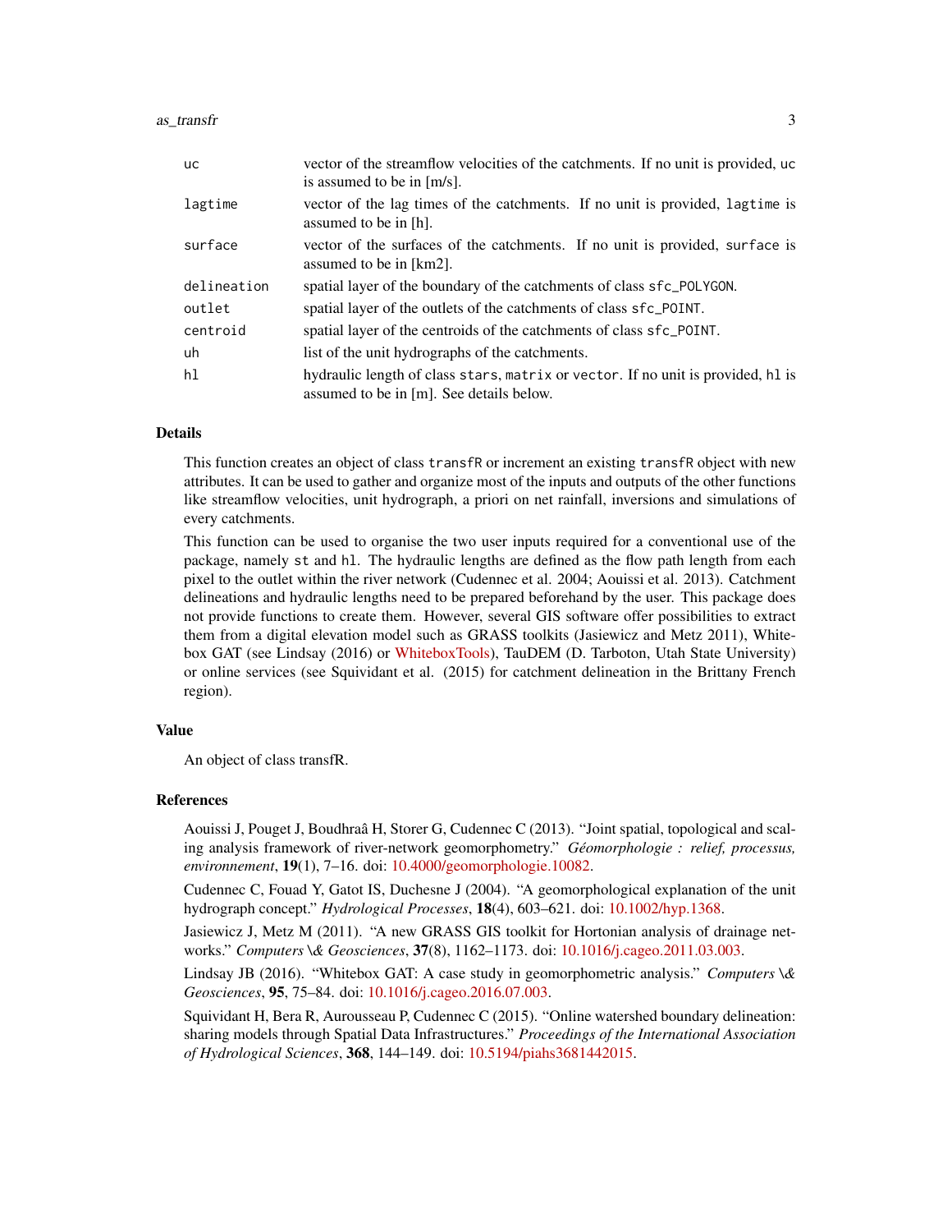| | |
|---|---|
| `uc` | vector of the streamflow velocities of the catchments. If no unit is provided, `uc` is assumed to be in [m/s]. |
| `lagtime` | vector of the lag times of the catchments. If no unit is provided, `lagtime` is assumed to be in [h]. |
| `surface` | vector of the surfaces of the catchments. If no unit is provided, `surface` is assumed to be in [km2]. |
| `delineation` | spatial layer of the boundary of the catchments of class `sfc_POLYGON`. |
| `outlet` | spatial layer of the outlets of the catchments of class `sfc_POINT`. |
| `centroid` | spatial layer of the centroids of the catchments of class `sfc_POINT`. |
| `uh` | list of the unit hydrographs of the catchments. |
| `hl` | hydraulic length of class `stars`, `matrix` or `vector`. If no unit is provided, `hl` is assumed to be in [m]. See details below. |

## Details

This function creates an object of class `transfR` or increment an existing `transfR` object with new attributes. It can be used to gather and organize most of the inputs and outputs of the other functions like streamflow velocities, unit hydrograph, a priori on net rainfall, inversions and simulations of every catchments.

This function can be used to organise the two user inputs required for a conventional use of the package, namely `st` and `hl`. The hydraulic lengths are defined as the flow path length from each pixel to the outlet within the river network (Cudennec et al. 2004; Aouissi et al. 2013). Catchment delineations and hydraulic lengths need to be prepared beforehand by the user. This package does not provide functions to create them. However, several GIS software offer possibilities to extract them from a digital elevation model such as GRASS toolkits (Jasiewicz and Metz 2011), Whitebox GAT (see Lindsay (2016) or WhiteboxTools), TauDEM (D. Tarboton, Utah State University) or online services (see Squividant et al. (2015) for catchment delineation in the Brittany French region).

## Value

An object of class transfR.

## References

Aouissi J, Pouget J, Boudhraâ H, Storer G, Cudennec C (2013). "Joint spatial, topological and scaling analysis framework of river-network geomorphometry." *Géomorphologie : relief, processus, environnement*, **19**(1), 7–16. doi: 10.4000/geomorphologie.10082.

Cudennec C, Fouad Y, Gatot IS, Duchesne J (2004). "A geomorphological explanation of the unit hydrograph concept." *Hydrological Processes*, **18**(4), 603–621. doi: 10.1002/hyp.1368.

Jasiewicz J, Metz M (2011). "A new GRASS GIS toolkit for Hortonian analysis of drainage networks." *Computers \& Geosciences*, **37**(8), 1162–1173. doi: 10.1016/j.cageo.2011.03.003.

Lindsay JB (2016). "Whitebox GAT: A case study in geomorphometric analysis." *Computers \& Geosciences*, **95**, 75–84. doi: 10.1016/j.cageo.2016.07.003.

Squividant H, Bera R, Aurousseau P, Cudennec C (2015). "Online watershed boundary delineation: sharing models through Spatial Data Infrastructures." *Proceedings of the International Association of Hydrological Sciences*, **368**, 144–149. doi: 10.5194/piahs3681442015.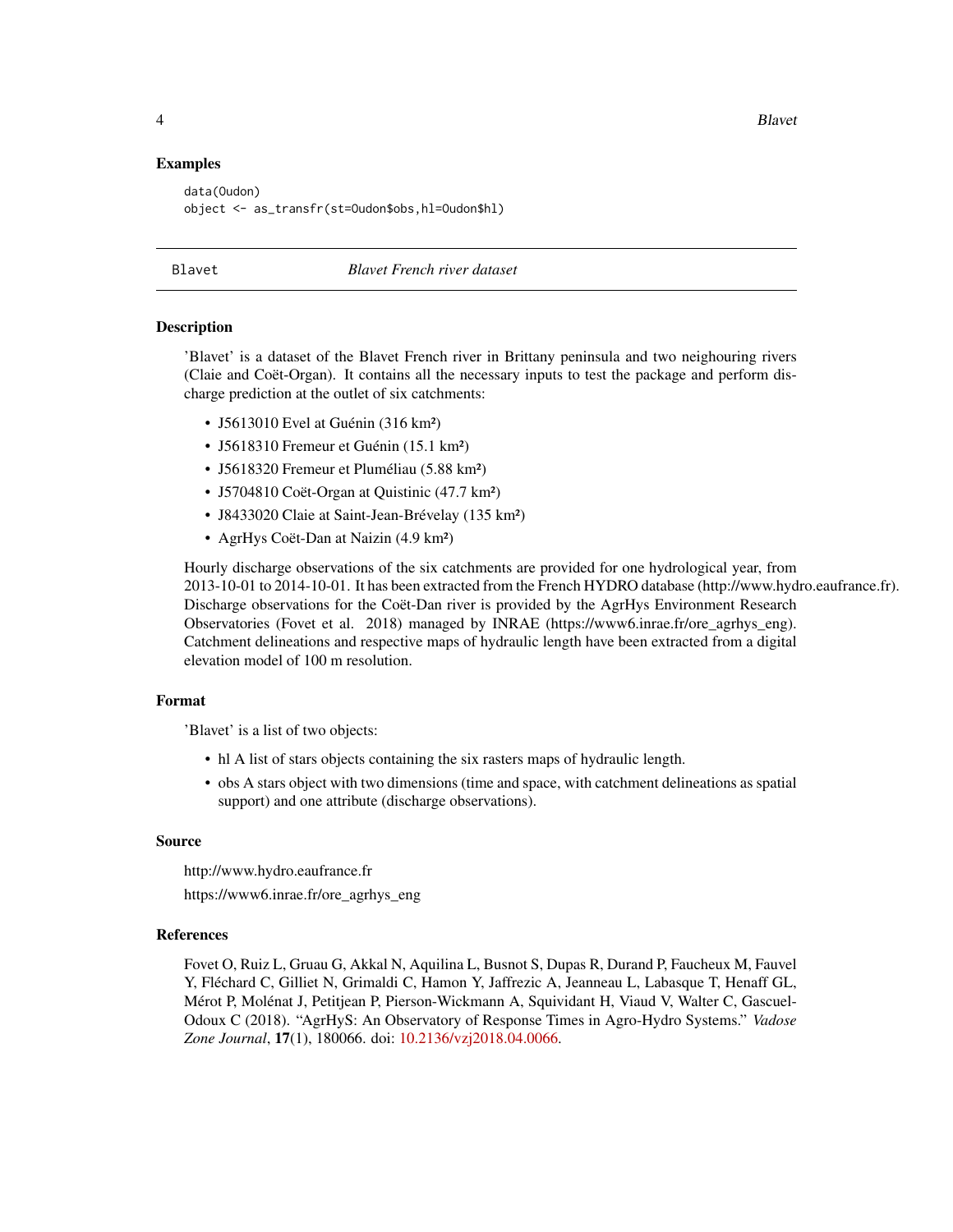## Examples

```
data(Oudon)
object <- as_transfr(st=Oudon$obs,hl=Oudon$hl)
```

---

# Blavet — *Blavet French river dataset*

## Description

'Blavet' is a dataset of the Blavet French river in Brittany peninsula and two neighouring rivers (Claie and Coët-Organ). It contains all the necessary inputs to test the package and perform discharge prediction at the outlet of six catchments:

- J5613010 Evel at Guénin (316 km²)
- J5618310 Fremeur et Guénin (15.1 km²)
- J5618320 Fremeur et Pluméliau (5.88 km²)
- J5704810 Coët-Organ at Quistinic (47.7 km²)
- J8433020 Claie at Saint-Jean-Brévelay (135 km²)
- AgrHys Coët-Dan at Naizin (4.9 km²)

Hourly discharge observations of the six catchments are provided for one hydrological year, from 2013-10-01 to 2014-10-01. It has been extracted from the French HYDRO database (http://www.hydro.eaufrance.fr). Discharge observations for the Coët-Dan river is provided by the AgrHys Environment Research Observatories (Fovet et al. 2018) managed by INRAE (https://www6.inrae.fr/ore_agrhys_eng). Catchment delineations and respective maps of hydraulic length have been extracted from a digital elevation model of 100 m resolution.

## Format

'Blavet' is a list of two objects:

- hl A list of stars objects containing the six rasters maps of hydraulic length.
- obs A stars object with two dimensions (time and space, with catchment delineations as spatial support) and one attribute (discharge observations).

## Source

http://www.hydro.eaufrance.fr

https://www6.inrae.fr/ore_agrhys_eng

## References

Fovet O, Ruiz L, Gruau G, Akkal N, Aquilina L, Busnot S, Dupas R, Durand P, Faucheux M, Fauvel Y, Fléchard C, Gilliet N, Grimaldi C, Hamon Y, Jaffrezic A, Jeanneau L, Labasque T, Henaff GL, Mérot P, Molénat J, Petitjean P, Pierson-Wickmann A, Squividant H, Viaud V, Walter C, Gascuel-Odoux C (2018). "AgrHyS: An Observatory of Response Times in Agro-Hydro Systems." *Vadose Zone Journal*, **17**(1), 180066. doi: 10.2136/vzj2018.04.0066.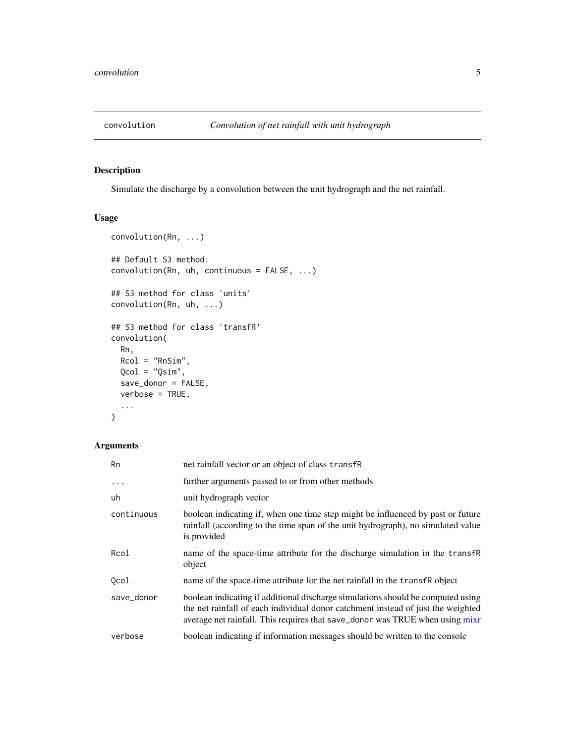# convolution — *Convolution of net rainfall with unit hydrograph*

## Description

Simulate the discharge by a convolution between the unit hydrograph and the net rainfall.

## Usage

```
convolution(Rn, ...)

## Default S3 method:
convolution(Rn, uh, continuous = FALSE, ...)

## S3 method for class 'units'
convolution(Rn, uh, ...)

## S3 method for class 'transfR'
convolution(
  Rn,
  Rcol = "RnSim",
  Qcol = "Qsim",
  save_donor = FALSE,
  verbose = TRUE,
  ...
)
```

## Arguments

| | |
|---|---|
| `Rn` | net rainfall vector or an object of class `transfR` |
| `...` | further arguments passed to or from other methods |
| `uh` | unit hydrograph vector |
| `continuous` | boolean indicating if, when one time step might be influenced by past or future rainfall (according to the time span of the unit hydrograph), no simulated value is provided |
| `Rcol` | name of the space-time attribute for the discharge simulation in the `transfR` object |
| `Qcol` | name of the space-time attribute for the net rainfall in the `transfR` object |
| `save_donor` | boolean indicating if additional discharge simulations should be computed using the net rainfall of each individual donor catchment instead of just the weighted average net rainfall. This requires that `save_donor` was TRUE when using mixr |
| `verbose` | boolean indicating if information messages should be written to the console |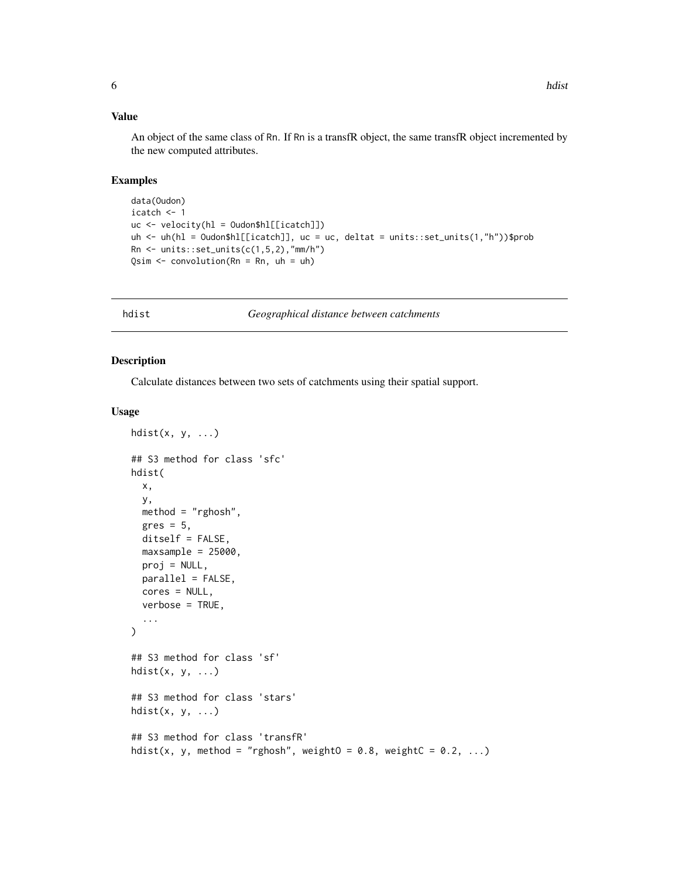### Value

An object of the same class of Rn. If Rn is a transfR object, the same transfR object incremented by the new computed attributes.

### Examples

```
data(Oudon)
icatch <- 1
uc <- velocity(hl = Oudon$hl[[icatch]])
uh <- uh(hl = Oudon$hl[[icatch]], uc = uc, deltat = units::set_units(1,"h"))$prob
Rn <- units::set_units(c(1,5,2),"mm/h")
Qsim <- convolution(Rn = Rn, uh = uh)
```

---

## hdist — *Geographical distance between catchments*

### Description

Calculate distances between two sets of catchments using their spatial support.

### Usage

```
hdist(x, y, ...)

## S3 method for class 'sfc'
hdist(
  x,
  y,
  method = "rghosh",
  gres = 5,
  ditself = FALSE,
  maxsample = 25000,
  proj = NULL,
  parallel = FALSE,
  cores = NULL,
  verbose = TRUE,
  ...
)

## S3 method for class 'sf'
hdist(x, y, ...)

## S3 method for class 'stars'
hdist(x, y, ...)

## S3 method for class 'transfR'
hdist(x, y, method = "rghosh", weightO = 0.8, weightC = 0.2, ...)
```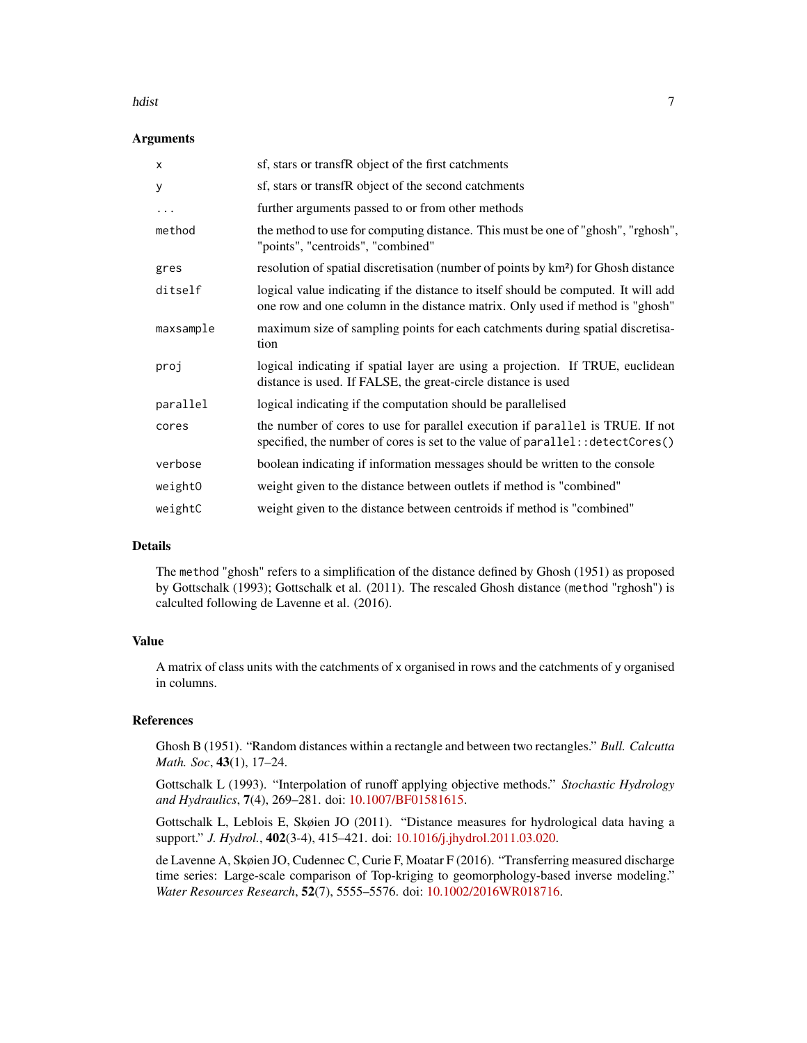### Arguments

| | |
|---|---|
| `x` | sf, stars or transfR object of the first catchments |
| `y` | sf, stars or transfR object of the second catchments |
| `...` | further arguments passed to or from other methods |
| `method` | the method to use for computing distance. This must be one of "ghosh", "rghosh", "points", "centroids", "combined" |
| `gres` | resolution of spatial discretisation (number of points by km²) for Ghosh distance |
| `ditself` | logical value indicating if the distance to itself should be computed. It will add one row and one column in the distance matrix. Only used if method is "ghosh" |
| `maxsample` | maximum size of sampling points for each catchments during spatial discretisation |
| `proj` | logical indicating if spatial layer are using a projection. If TRUE, euclidean distance is used. If FALSE, the great-circle distance is used |
| `parallel` | logical indicating if the computation should be parallelised |
| `cores` | the number of cores to use for parallel execution if `parallel` is TRUE. If not specified, the number of cores is set to the value of `parallel::detectCores()` |
| `verbose` | boolean indicating if information messages should be written to the console |
| `weightO` | weight given to the distance between outlets if method is "combined" |
| `weightC` | weight given to the distance between centroids if method is "combined" |

### Details

The `method` "ghosh" refers to a simplification of the distance defined by Ghosh (1951) as proposed by Gottschalk (1993); Gottschalk et al. (2011). The rescaled Ghosh distance (`method` "rghosh") is calculted following de Lavenne et al. (2016).

### Value

A matrix of class units with the catchments of `x` organised in rows and the catchments of `y` organised in columns.

### References

Ghosh B (1951). "Random distances within a rectangle and between two rectangles." *Bull. Calcutta Math. Soc*, **43**(1), 17–24.

Gottschalk L (1993). "Interpolation of runoff applying objective methods." *Stochastic Hydrology and Hydraulics*, **7**(4), 269–281. doi: 10.1007/BF01581615.

Gottschalk L, Leblois E, Skøien JO (2011). "Distance measures for hydrological data having a support." *J. Hydrol.*, **402**(3-4), 415–421. doi: 10.1016/j.jhydrol.2011.03.020.

de Lavenne A, Skøien JO, Cudennec C, Curie F, Moatar F (2016). "Transferring measured discharge time series: Large-scale comparison of Top-kriging to geomorphology-based inverse modeling." *Water Resources Research*, **52**(7), 5555–5576. doi: 10.1002/2016WR018716.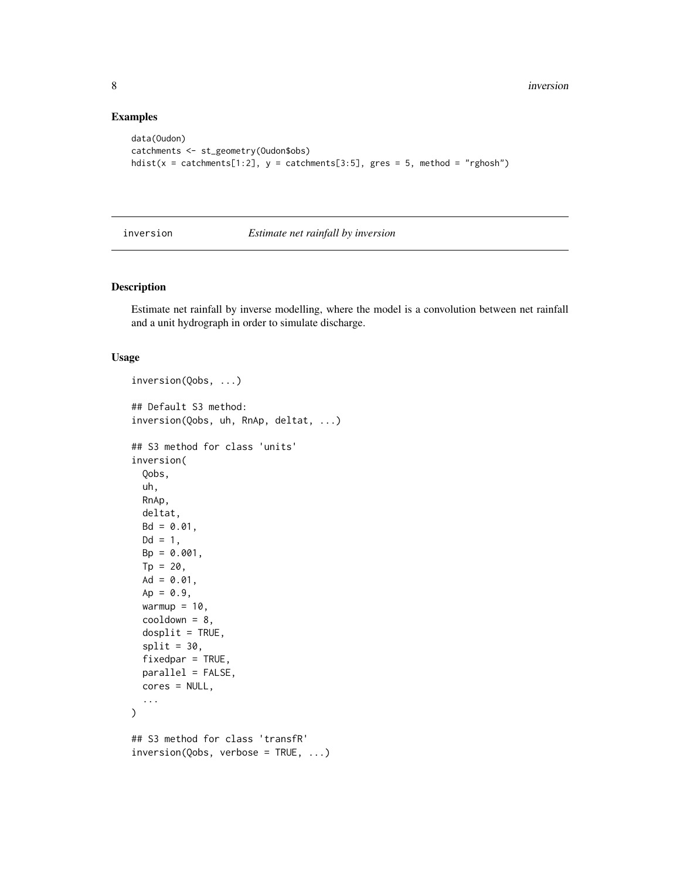## Examples

```
data(Oudon)
catchments <- st_geometry(Oudon$obs)
hdist(x = catchments[1:2], y = catchments[3:5], gres = 5, method = "rghosh")
```

---

## inversion — *Estimate net rainfall by inversion*

---

### Description

Estimate net rainfall by inverse modelling, where the model is a convolution between net rainfall and a unit hydrograph in order to simulate discharge.

### Usage

```
inversion(Qobs, ...)

## Default S3 method:
inversion(Qobs, uh, RnAp, deltat, ...)

## S3 method for class 'units'
inversion(
  Qobs,
  uh,
  RnAp,
  deltat,
  Bd = 0.01,
  Dd = 1,
  Bp = 0.001,
  Tp = 20,
  Ad = 0.01,
  Ap = 0.9,
  warmup = 10,
  cooldown = 8,
  dosplit = TRUE,
  split = 30,
  fixedpar = TRUE,
  parallel = FALSE,
  cores = NULL,
  ...
)

## S3 method for class 'transfR'
inversion(Qobs, verbose = TRUE, ...)
```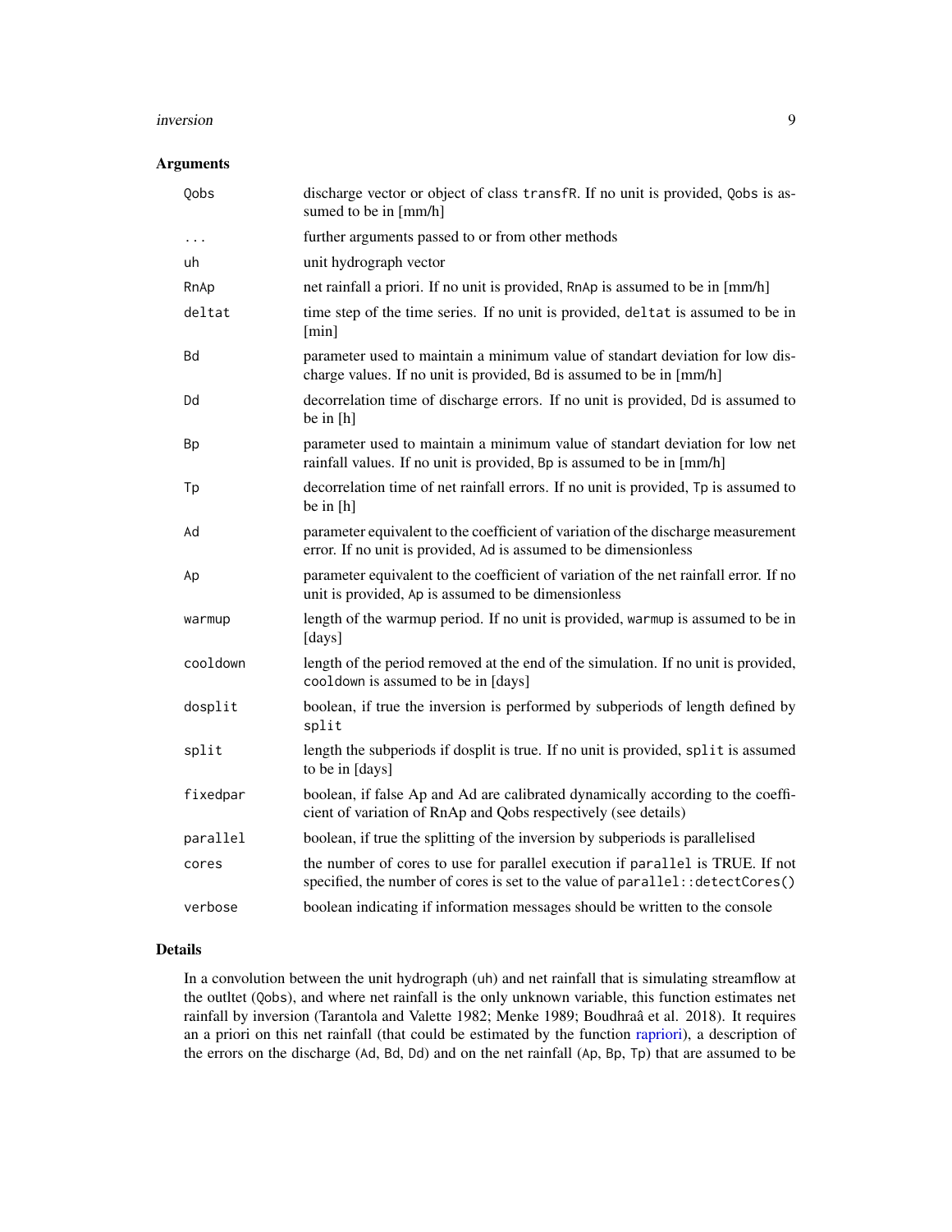## Arguments

| Argument | Description |
| --- | --- |
| `Qobs` | discharge vector or object of class `transfR`. If no unit is provided, `Qobs` is assumed to be in [mm/h] |
| `...` | further arguments passed to or from other methods |
| `uh` | unit hydrograph vector |
| `RnAp` | net rainfall a priori. If no unit is provided, `RnAp` is assumed to be in [mm/h] |
| `deltat` | time step of the time series. If no unit is provided, `deltat` is assumed to be in [min] |
| `Bd` | parameter used to maintain a minimum value of standart deviation for low discharge values. If no unit is provided, `Bd` is assumed to be in [mm/h] |
| `Dd` | decorrelation time of discharge errors. If no unit is provided, `Dd` is assumed to be in [h] |
| `Bp` | parameter used to maintain a minimum value of standart deviation for low net rainfall values. If no unit is provided, `Bp` is assumed to be in [mm/h] |
| `Tp` | decorrelation time of net rainfall errors. If no unit is provided, `Tp` is assumed to be in [h] |
| `Ad` | parameter equivalent to the coefficient of variation of the discharge measurement error. If no unit is provided, `Ad` is assumed to be dimensionless |
| `Ap` | parameter equivalent to the coefficient of variation of the net rainfall error. If no unit is provided, `Ap` is assumed to be dimensionless |
| `warmup` | length of the warmup period. If no unit is provided, `warmup` is assumed to be in [days] |
| `cooldown` | length of the period removed at the end of the simulation. If no unit is provided, `cooldown` is assumed to be in [days] |
| `dosplit` | boolean, if true the inversion is performed by subperiods of length defined by `split` |
| `split` | length the subperiods if dosplit is true. If no unit is provided, `split` is assumed to be in [days] |
| `fixedpar` | boolean, if false Ap and Ad are calibrated dynamically according to the coefficient of variation of RnAp and Qobs respectively (see details) |
| `parallel` | boolean, if true the splitting of the inversion by subperiods is parallelised |
| `cores` | the number of cores to use for parallel execution if `parallel` is TRUE. If not specified, the number of cores is set to the value of `parallel::detectCores()` |
| `verbose` | boolean indicating if information messages should be written to the console |

## Details

In a convolution between the unit hydrograph (`uh`) and net rainfall that is simulating streamflow at the outltet (`Qobs`), and where net rainfall is the only unknown variable, this function estimates net rainfall by inversion (Tarantola and Valette 1982; Menke 1989; Boudhraâ et al. 2018). It requires an a priori on this net rainfall (that could be estimated by the function rapriori), a description of the errors on the discharge (`Ad`, `Bd`, `Dd`) and on the net rainfall (`Ap`, `Bp`, `Tp`) that are assumed to be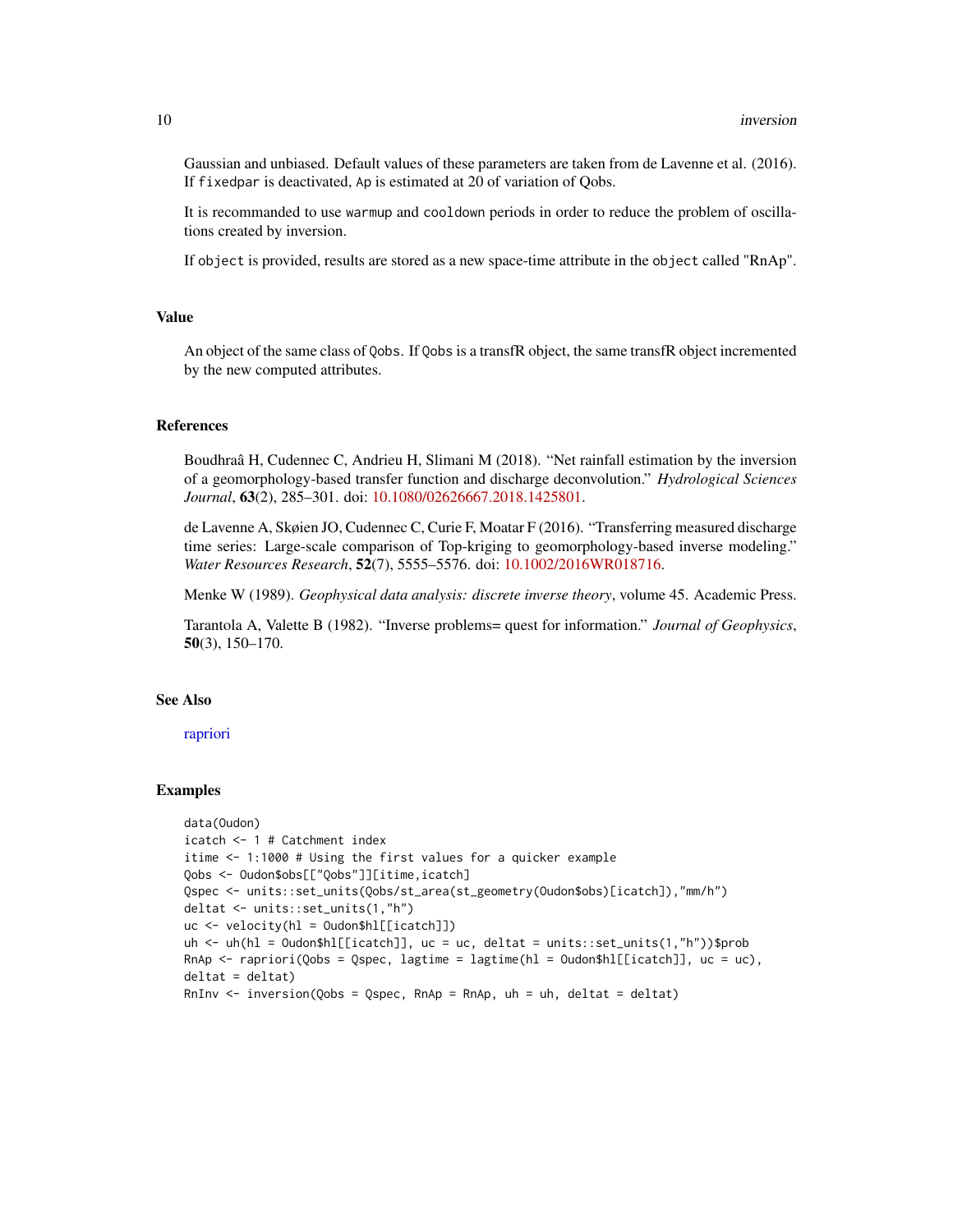Gaussian and unbiased. Default values of these parameters are taken from de Lavenne et al. (2016). If `fixedpar` is deactivated, `Ap` is estimated at 20 of variation of Qobs.

It is recommanded to use `warmup` and `cooldown` periods in order to reduce the problem of oscillations created by inversion.

If `object` is provided, results are stored as a new space-time attribute in the `object` called "RnAp".

## Value

An object of the same class of `Qobs`. If `Qobs` is a transfR object, the same transfR object incremented by the new computed attributes.

## References

Boudhraâ H, Cudennec C, Andrieu H, Slimani M (2018). "Net rainfall estimation by the inversion of a geomorphology-based transfer function and discharge deconvolution." *Hydrological Sciences Journal*, **63**(2), 285–301. doi: 10.1080/02626667.2018.1425801.

de Lavenne A, Skøien JO, Cudennec C, Curie F, Moatar F (2016). "Transferring measured discharge time series: Large-scale comparison of Top-kriging to geomorphology-based inverse modeling." *Water Resources Research*, **52**(7), 5555–5576. doi: 10.1002/2016WR018716.

Menke W (1989). *Geophysical data analysis: discrete inverse theory*, volume 45. Academic Press.

Tarantola A, Valette B (1982). "Inverse problems= quest for information." *Journal of Geophysics*, **50**(3), 150–170.

## See Also

rapriori

## Examples

```
data(Oudon)
icatch <- 1 # Catchment index
itime <- 1:1000 # Using the first values for a quicker example
Qobs <- Oudon$obs[["Qobs"]][itime,icatch]
Qspec <- units::set_units(Qobs/st_area(st_geometry(Oudon$obs)[icatch]),"mm/h")
deltat <- units::set_units(1,"h")
uc <- velocity(hl = Oudon$hl[[icatch]])
uh <- uh(hl = Oudon$hl[[icatch]], uc = uc, deltat = units::set_units(1,"h"))$prob
RnAp <- rapriori(Qobs = Qspec, lagtime = lagtime(hl = Oudon$hl[[icatch]], uc = uc),
deltat = deltat)
RnInv <- inversion(Qobs = Qspec, RnAp = RnAp, uh = uh, deltat = deltat)
```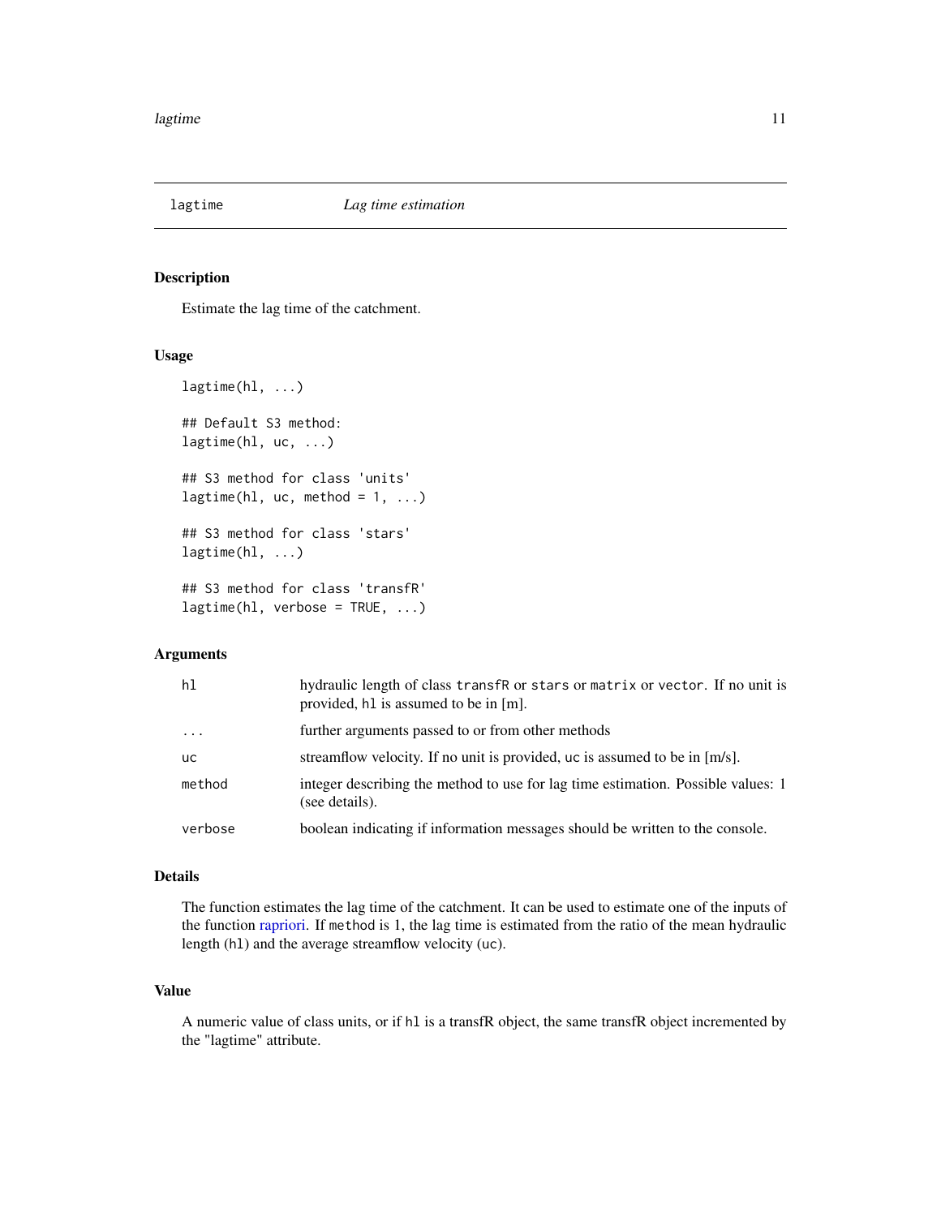## lagtime — *Lag time estimation*

### Description

Estimate the lag time of the catchment.

### Usage

```
lagtime(hl, ...)

## Default S3 method:
lagtime(hl, uc, ...)

## S3 method for class 'units'
lagtime(hl, uc, method = 1, ...)

## S3 method for class 'stars'
lagtime(hl, ...)

## S3 method for class 'transfR'
lagtime(hl, verbose = TRUE, ...)
```

### Arguments

| | |
|---|---|
| `hl` | hydraulic length of class `transfR` or `stars` or `matrix` or `vector`. If no unit is provided, `hl` is assumed to be in [m]. |
| `...` | further arguments passed to or from other methods |
| `uc` | streamflow velocity. If no unit is provided, `uc` is assumed to be in [m/s]. |
| `method` | integer describing the method to use for lag time estimation. Possible values: 1 (see details). |
| `verbose` | boolean indicating if information messages should be written to the console. |

### Details

The function estimates the lag time of the catchment. It can be used to estimate one of the inputs of the function rapriori. If `method` is 1, the lag time is estimated from the ratio of the mean hydraulic length (`hl`) and the average streamflow velocity (`uc`).

### Value

A numeric value of class units, or if `hl` is a transfR object, the same transfR object incremented by the "lagtime" attribute.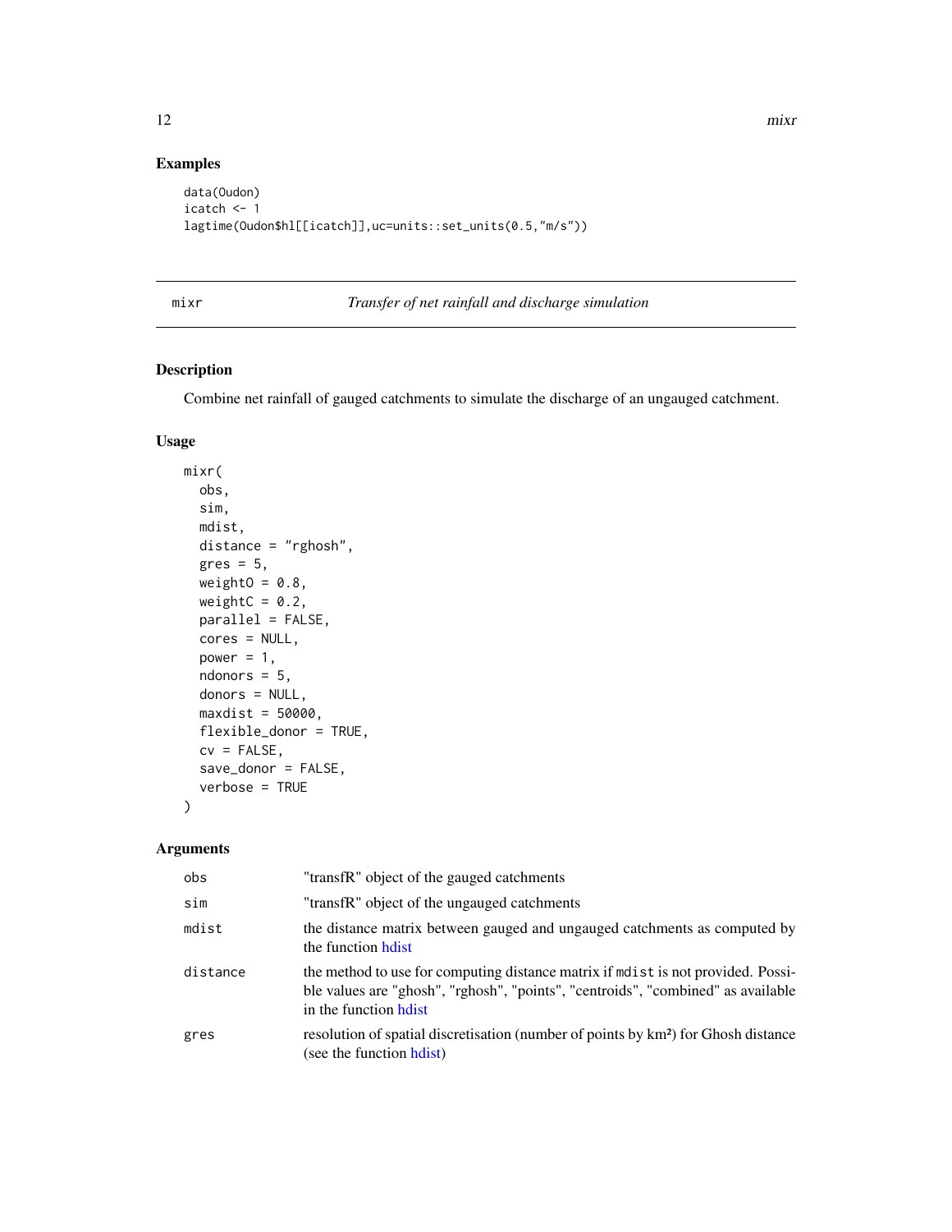## Examples

```
data(Oudon)
icatch <- 1
lagtime(Oudon$hl[[icatch]],uc=units::set_units(0.5,"m/s"))
```

---

## mixr — *Transfer of net rainfall and discharge simulation*

### Description

Combine net rainfall of gauged catchments to simulate the discharge of an ungauged catchment.

### Usage

```
mixr(
  obs,
  sim,
  mdist,
  distance = "rghosh",
  gres = 5,
  weightO = 0.8,
  weightC = 0.2,
  parallel = FALSE,
  cores = NULL,
  power = 1,
  ndonors = 5,
  donors = NULL,
  maxdist = 50000,
  flexible_donor = TRUE,
  cv = FALSE,
  save_donor = FALSE,
  verbose = TRUE
)
```

### Arguments

| | |
|---|---|
| obs | "transfR" object of the gauged catchments |
| sim | "transfR" object of the ungauged catchments |
| mdist | the distance matrix between gauged and ungauged catchments as computed by the function hdist |
| distance | the method to use for computing distance matrix if `mdist` is not provided. Possible values are "ghosh", "rghosh", "points", "centroids", "combined" as available in the function hdist |
| gres | resolution of spatial discretisation (number of points by km²) for Ghosh distance (see the function hdist) |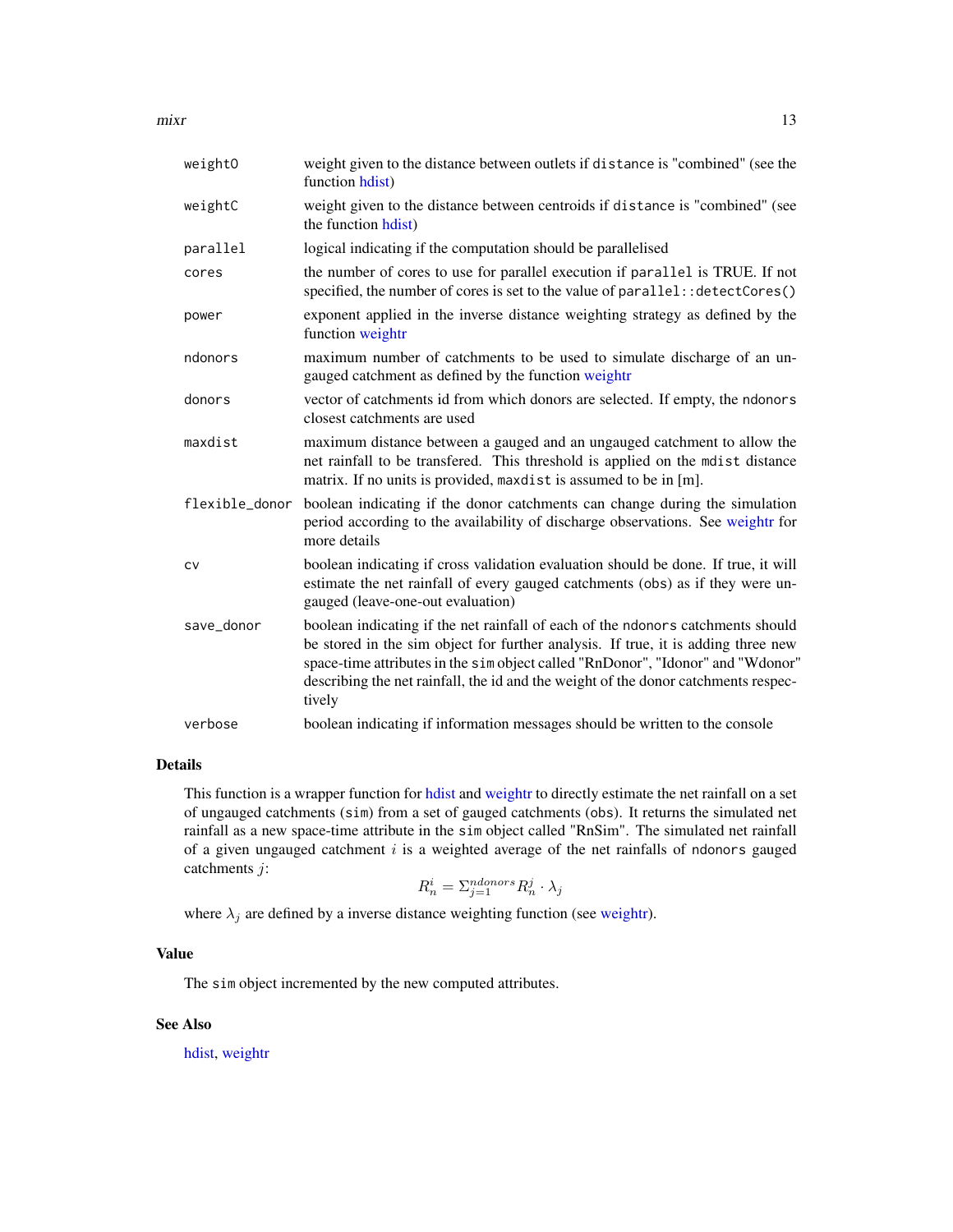| | |
|---|---|
| weightO | weight given to the distance between outlets if distance is "combined" (see the function hdist) |
| weightC | weight given to the distance between centroids if distance is "combined" (see the function hdist) |
| parallel | logical indicating if the computation should be parallelised |
| cores | the number of cores to use for parallel execution if parallel is TRUE. If not specified, the number of cores is set to the value of parallel::detectCores() |
| power | exponent applied in the inverse distance weighting strategy as defined by the function weightr |
| ndonors | maximum number of catchments to be used to simulate discharge of an ungauged catchment as defined by the function weightr |
| donors | vector of catchments id from which donors are selected. If empty, the ndonors closest catchments are used |
| maxdist | maximum distance between a gauged and an ungauged catchment to allow the net rainfall to be transfered. This threshold is applied on the mdist distance matrix. If no units is provided, maxdist is assumed to be in [m]. |
| flexible_donor | boolean indicating if the donor catchments can change during the simulation period according to the availability of discharge observations. See weightr for more details |
| cv | boolean indicating if cross validation evaluation should be done. If true, it will estimate the net rainfall of every gauged catchments (obs) as if they were ungauged (leave-one-out evaluation) |
| save_donor | boolean indicating if the net rainfall of each of the ndonors catchments should be stored in the sim object for further analysis. If true, it is adding three new space-time attributes in the sim object called "RnDonor", "Idonor" and "Wdonor" describing the net rainfall, the id and the weight of the donor catchments respectively |
| verbose | boolean indicating if information messages should be written to the console |

## Details

This function is a wrapper function for hdist and weightr to directly estimate the net rainfall on a set of ungauged catchments (sim) from a set of gauged catchments (obs). It returns the simulated net rainfall as a new space-time attribute in the sim object called "RnSim". The simulated net rainfall of a given ungauged catchment $i$ is a weighted average of the net rainfalls of ndonors gauged catchments $j$:

$$R_n^i = \Sigma_{j=1}^{ndonors} R_n^j \cdot \lambda_j$$

where $\lambda_j$ are defined by a inverse distance weighting function (see weightr).

## Value

The sim object incremented by the new computed attributes.

## See Also

hdist, weightr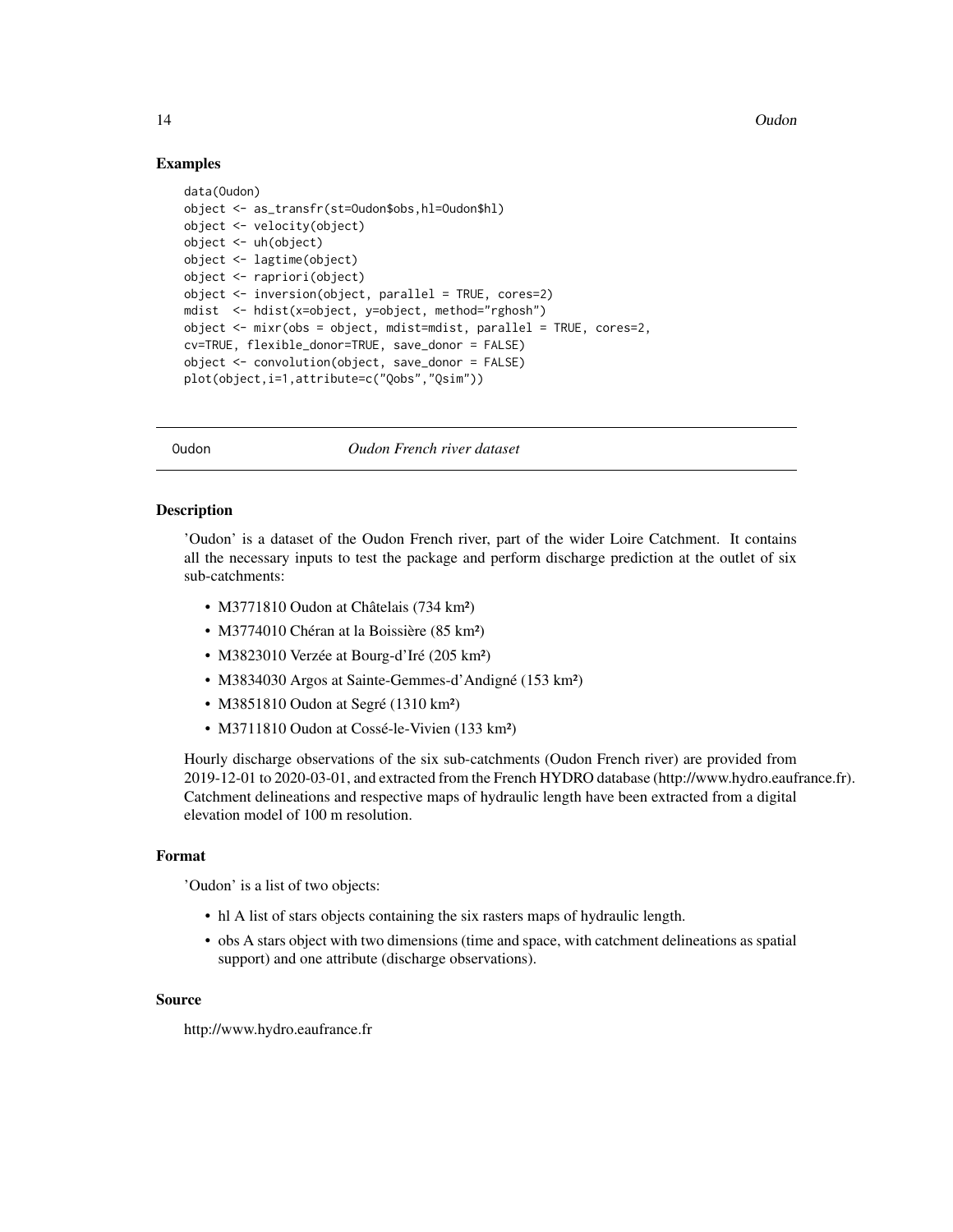## Examples

```
data(Oudon)
object <- as_transfr(st=Oudon$obs,hl=Oudon$hl)
object <- velocity(object)
object <- uh(object)
object <- lagtime(object)
object <- rapriori(object)
object <- inversion(object, parallel = TRUE, cores=2)
mdist  <- hdist(x=object, y=object, method="rghosh")
object <- mixr(obs = object, mdist=mdist, parallel = TRUE, cores=2,
cv=TRUE, flexible_donor=TRUE, save_donor = FALSE)
object <- convolution(object, save_donor = FALSE)
plot(object,i=1,attribute=c("Qobs","Qsim"))
```

---

# Oudon — *Oudon French river dataset*

## Description

'Oudon' is a dataset of the Oudon French river, part of the wider Loire Catchment. It contains all the necessary inputs to test the package and perform discharge prediction at the outlet of six sub-catchments:

- M3771810 Oudon at Châtelais (734 km²)
- M3774010 Chéran at la Boissière (85 km²)
- M3823010 Verzée at Bourg-d'Iré (205 km²)
- M3834030 Argos at Sainte-Gemmes-d'Andigné (153 km²)
- M3851810 Oudon at Segré (1310 km²)
- M3711810 Oudon at Cossé-le-Vivien (133 km²)

Hourly discharge observations of the six sub-catchments (Oudon French river) are provided from 2019-12-01 to 2020-03-01, and extracted from the French HYDRO database (http://www.hydro.eaufrance.fr). Catchment delineations and respective maps of hydraulic length have been extracted from a digital elevation model of 100 m resolution.

## Format

'Oudon' is a list of two objects:

- hl A list of stars objects containing the six rasters maps of hydraulic length.
- obs A stars object with two dimensions (time and space, with catchment delineations as spatial support) and one attribute (discharge observations).

## Source

http://www.hydro.eaufrance.fr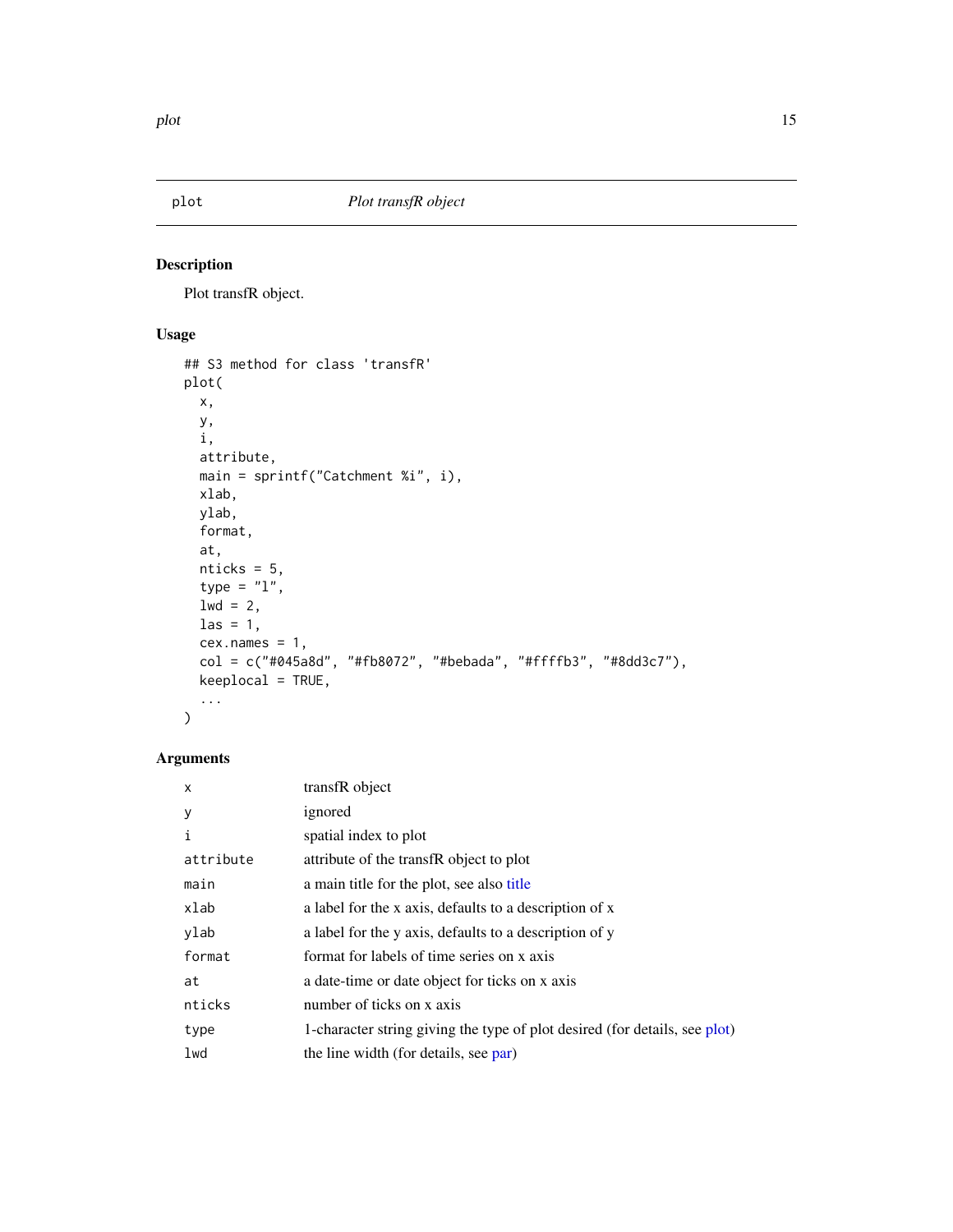## plot — *Plot transfR object*

### Description

Plot transfR object.

### Usage

```
## S3 method for class 'transfR'
plot(
  x,
  y,
  i,
  attribute,
  main = sprintf("Catchment %i", i),
  xlab,
  ylab,
  format,
  at,
  nticks = 5,
  type = "l",
  lwd = 2,
  las = 1,
  cex.names = 1,
  col = c("#045a8d", "#fb8072", "#bebada", "#ffffb3", "#8dd3c7"),
  keeplocal = TRUE,
  ...
)
```

### Arguments

| | |
|---|---|
| `x` | transfR object |
| `y` | ignored |
| `i` | spatial index to plot |
| `attribute` | attribute of the transfR object to plot |
| `main` | a main title for the plot, see also title |
| `xlab` | a label for the x axis, defaults to a description of x |
| `ylab` | a label for the y axis, defaults to a description of y |
| `format` | format for labels of time series on x axis |
| `at` | a date-time or date object for ticks on x axis |
| `nticks` | number of ticks on x axis |
| `type` | 1-character string giving the type of plot desired (for details, see plot) |
| `lwd` | the line width (for details, see par) |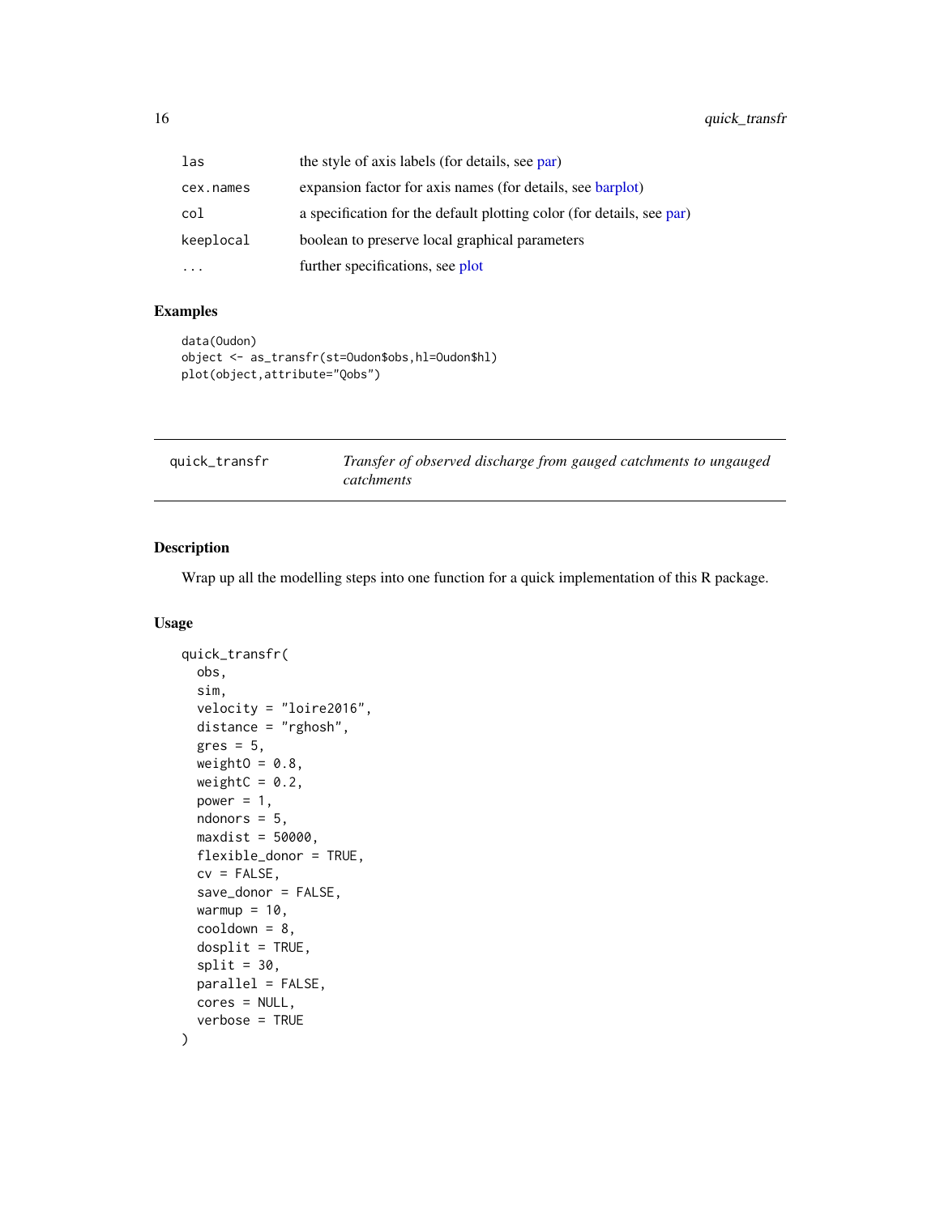| | |
|---|---|
| las | the style of axis labels (for details, see par) |
| cex.names | expansion factor for axis names (for details, see barplot) |
| col | a specification for the default plotting color (for details, see par) |
| keeplocal | boolean to preserve local graphical parameters |
| ... | further specifications, see plot |

## Examples

```
data(Oudon)
object <- as_transfr(st=Oudon$obs,hl=Oudon$hl)
plot(object,attribute="Qobs")
```

---

quick_transfr &nbsp;&nbsp;&nbsp; *Transfer of observed discharge from gauged catchments to ungauged catchments*

---

## Description

Wrap up all the modelling steps into one function for a quick implementation of this R package.

## Usage

```
quick_transfr(
  obs,
  sim,
  velocity = "loire2016",
  distance = "rghosh",
  gres = 5,
  weightO = 0.8,
  weightC = 0.2,
  power = 1,
  ndonors = 5,
  maxdist = 50000,
  flexible_donor = TRUE,
  cv = FALSE,
  save_donor = FALSE,
  warmup = 10,
  cooldown = 8,
  dosplit = TRUE,
  split = 30,
  parallel = FALSE,
  cores = NULL,
  verbose = TRUE
)
```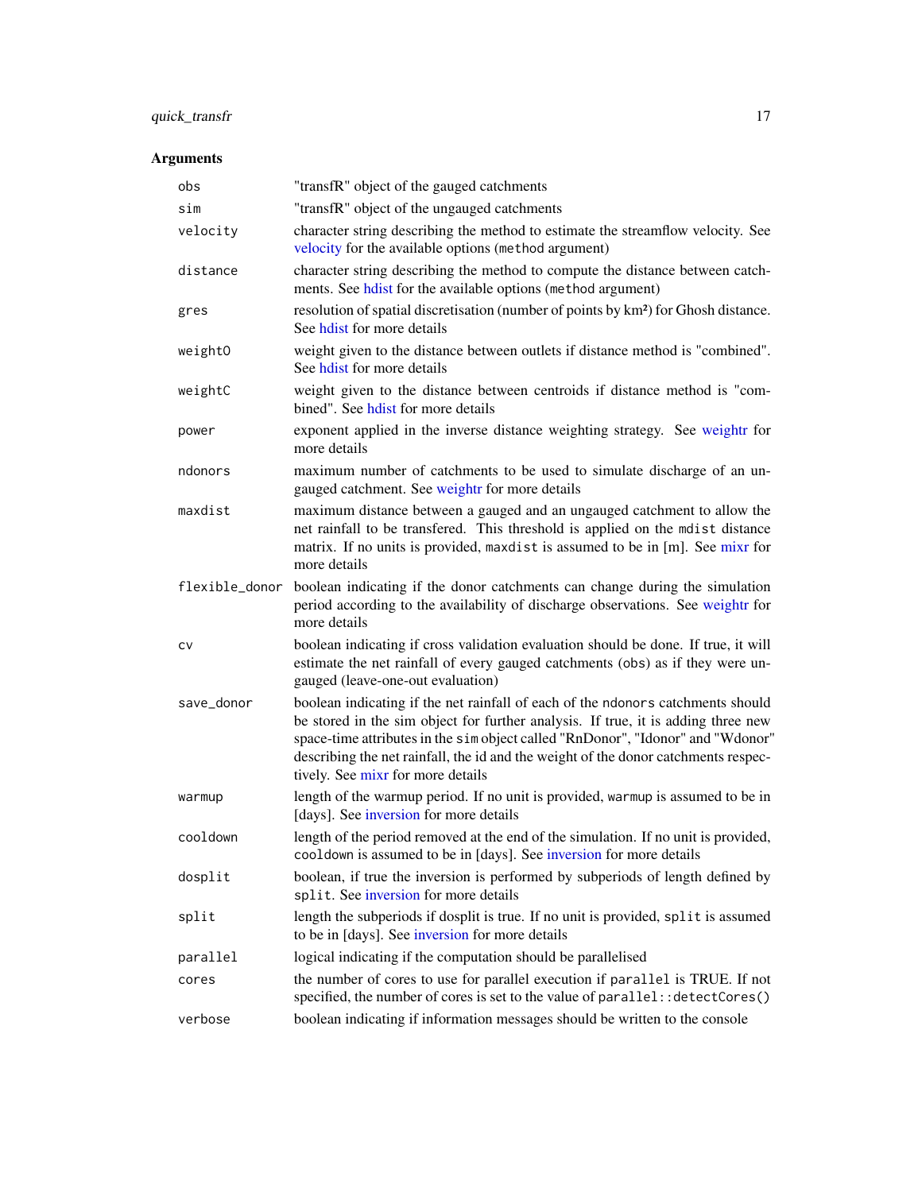## Arguments

| Argument | Description |
| --- | --- |
| `obs` | "transfR" object of the gauged catchments |
| `sim` | "transfR" object of the ungauged catchments |
| `velocity` | character string describing the method to estimate the streamflow velocity. See velocity for the available options (`method` argument) |
| `distance` | character string describing the method to compute the distance between catchments. See hdist for the available options (`method` argument) |
| `gres` | resolution of spatial discretisation (number of points by km²) for Ghosh distance. See hdist for more details |
| `weightO` | weight given to the distance between outlets if distance method is "combined". See hdist for more details |
| `weightC` | weight given to the distance between centroids if distance method is "combined". See hdist for more details |
| `power` | exponent applied in the inverse distance weighting strategy. See weightr for more details |
| `ndonors` | maximum number of catchments to be used to simulate discharge of an ungauged catchment. See weightr for more details |
| `maxdist` | maximum distance between a gauged and an ungauged catchment to allow the net rainfall to be transfered. This threshold is applied on the `mdist` distance matrix. If no units is provided, `maxdist` is assumed to be in [m]. See mixr for more details |
| `flexible_donor` | boolean indicating if the donor catchments can change during the simulation period according to the availability of discharge observations. See weightr for more details |
| `cv` | boolean indicating if cross validation evaluation should be done. If true, it will estimate the net rainfall of every gauged catchments (`obs`) as if they were ungauged (leave-one-out evaluation) |
| `save_donor` | boolean indicating if the net rainfall of each of the `ndonors` catchments should be stored in the sim object for further analysis. If true, it is adding three new space-time attributes in the `sim` object called "RnDonor", "Idonor" and "Wdonor" describing the net rainfall, the id and the weight of the donor catchments respectively. See mixr for more details |
| `warmup` | length of the warmup period. If no unit is provided, `warmup` is assumed to be in [days]. See inversion for more details |
| `cooldown` | length of the period removed at the end of the simulation. If no unit is provided, `cooldown` is assumed to be in [days]. See inversion for more details |
| `dosplit` | boolean, if true the inversion is performed by subperiods of length defined by `split`. See inversion for more details |
| `split` | length the subperiods if dosplit is true. If no unit is provided, `split` is assumed to be in [days]. See inversion for more details |
| `parallel` | logical indicating if the computation should be parallelised |
| `cores` | the number of cores to use for parallel execution if `parallel` is TRUE. If not specified, the number of cores is set to the value of `parallel::detectCores()` |
| `verbose` | boolean indicating if information messages should be written to the console |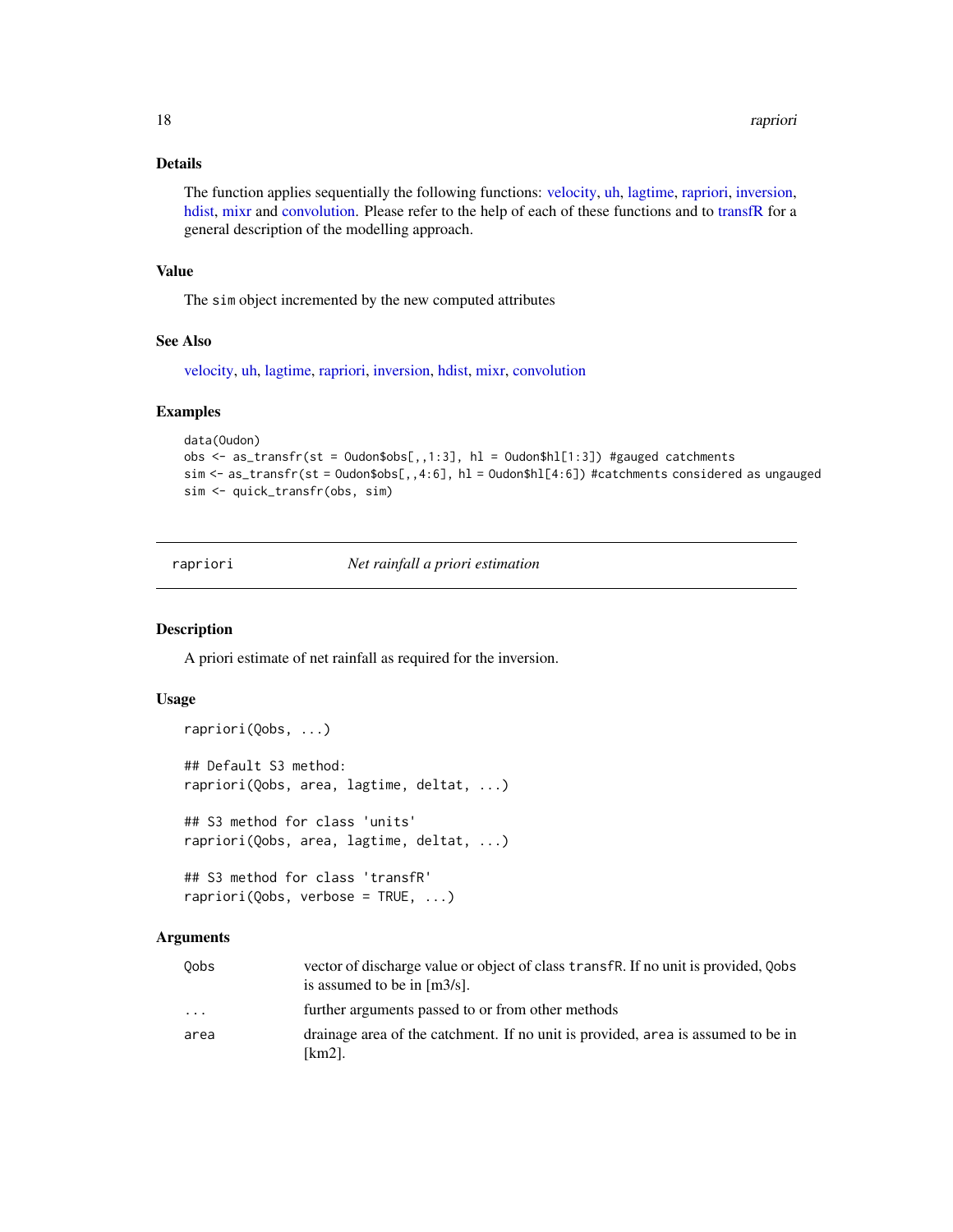### Details

The function applies sequentially the following functions: velocity, uh, lagtime, rapriori, inversion, hdist, mixr and convolution. Please refer to the help of each of these functions and to transfR for a general description of the modelling approach.

### Value

The sim object incremented by the new computed attributes

### See Also

velocity, uh, lagtime, rapriori, inversion, hdist, mixr, convolution

### Examples

```
data(Oudon)
obs <- as_transfr(st = Oudon$obs[,,1:3], hl = Oudon$hl[1:3]) #gauged catchments
sim <- as_transfr(st = Oudon$obs[,,4:6], hl = Oudon$hl[4:6]) #catchments considered as ungauged
sim <- quick_transfr(obs, sim)
```

---

## rapriori — *Net rainfall a priori estimation*

### Description

A priori estimate of net rainfall as required for the inversion.

### Usage

```
rapriori(Qobs, ...)

## Default S3 method:
rapriori(Qobs, area, lagtime, deltat, ...)

## S3 method for class 'units'
rapriori(Qobs, area, lagtime, deltat, ...)

## S3 method for class 'transfR'
rapriori(Qobs, verbose = TRUE, ...)
```

### Arguments

| | |
|---|---|
| Qobs | vector of discharge value or object of class transfR. If no unit is provided, Qobs is assumed to be in [m3/s]. |
| ... | further arguments passed to or from other methods |
| area | drainage area of the catchment. If no unit is provided, area is assumed to be in [km2]. |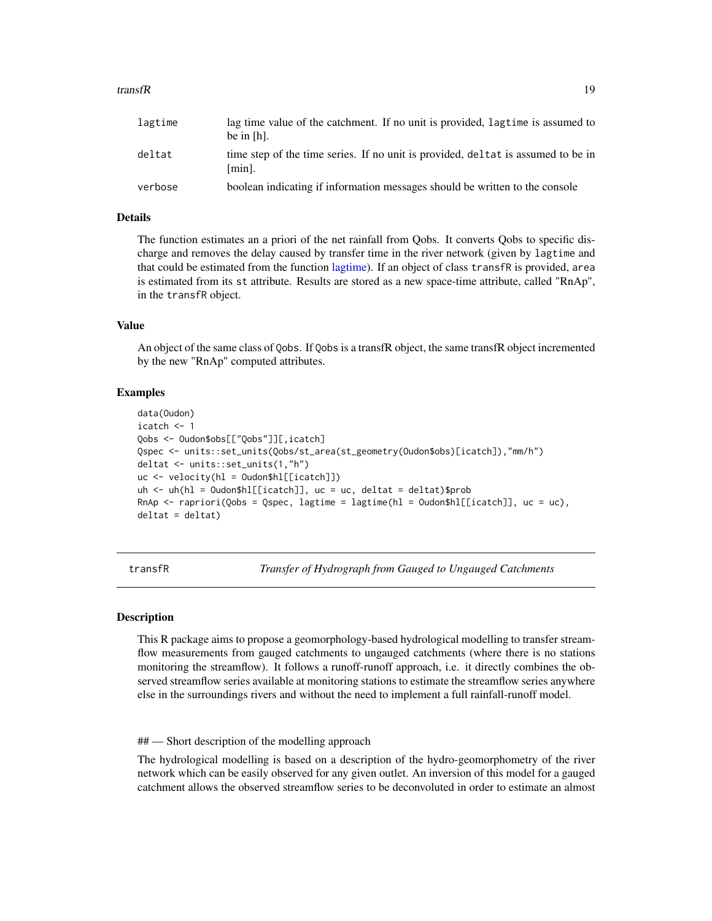| | |
|---|---|
| lagtime | lag time value of the catchment. If no unit is provided, lagtime is assumed to be in [h]. |
| deltat | time step of the time series. If no unit is provided, deltat is assumed to be in [min]. |
| verbose | boolean indicating if information messages should be written to the console |

### Details

The function estimates an a priori of the net rainfall from Qobs. It converts Qobs to specific discharge and removes the delay caused by transfer time in the river network (given by lagtime and that could be estimated from the function lagtime). If an object of class transfR is provided, area is estimated from its st attribute. Results are stored as a new space-time attribute, called "RnAp", in the transfR object.

### Value

An object of the same class of Qobs. If Qobs is a transfR object, the same transfR object incremented by the new "RnAp" computed attributes.

### Examples

```
data(Oudon)
icatch <- 1
Qobs <- Oudon$obs[["Qobs"]][,icatch]
Qspec <- units::set_units(Qobs/st_area(st_geometry(Oudon$obs)[icatch]),"mm/h")
deltat <- units::set_units(1,"h")
uc <- velocity(hl = Oudon$hl[[icatch]])
uh <- uh(hl = Oudon$hl[[icatch]], uc = uc, deltat = deltat)$prob
RnAp <- rapriori(Qobs = Qspec, lagtime = lagtime(hl = Oudon$hl[[icatch]], uc = uc),
deltat = deltat)
```

## transfR — *Transfer of Hydrograph from Gauged to Ungauged Catchments*

### Description

This R package aims to propose a geomorphology-based hydrological modelling to transfer streamflow measurements from gauged catchments to ungauged catchments (where there is no stations monitoring the streamflow). It follows a runoff-runoff approach, i.e. it directly combines the observed streamflow series available at monitoring stations to estimate the streamflow series anywhere else in the surroundings rivers and without the need to implement a full rainfall-runoff model.

## — Short description of the modelling approach

The hydrological modelling is based on a description of the hydro-geomorphometry of the river network which can be easily observed for any given outlet. An inversion of this model for a gauged catchment allows the observed streamflow series to be deconvoluted in order to estimate an almost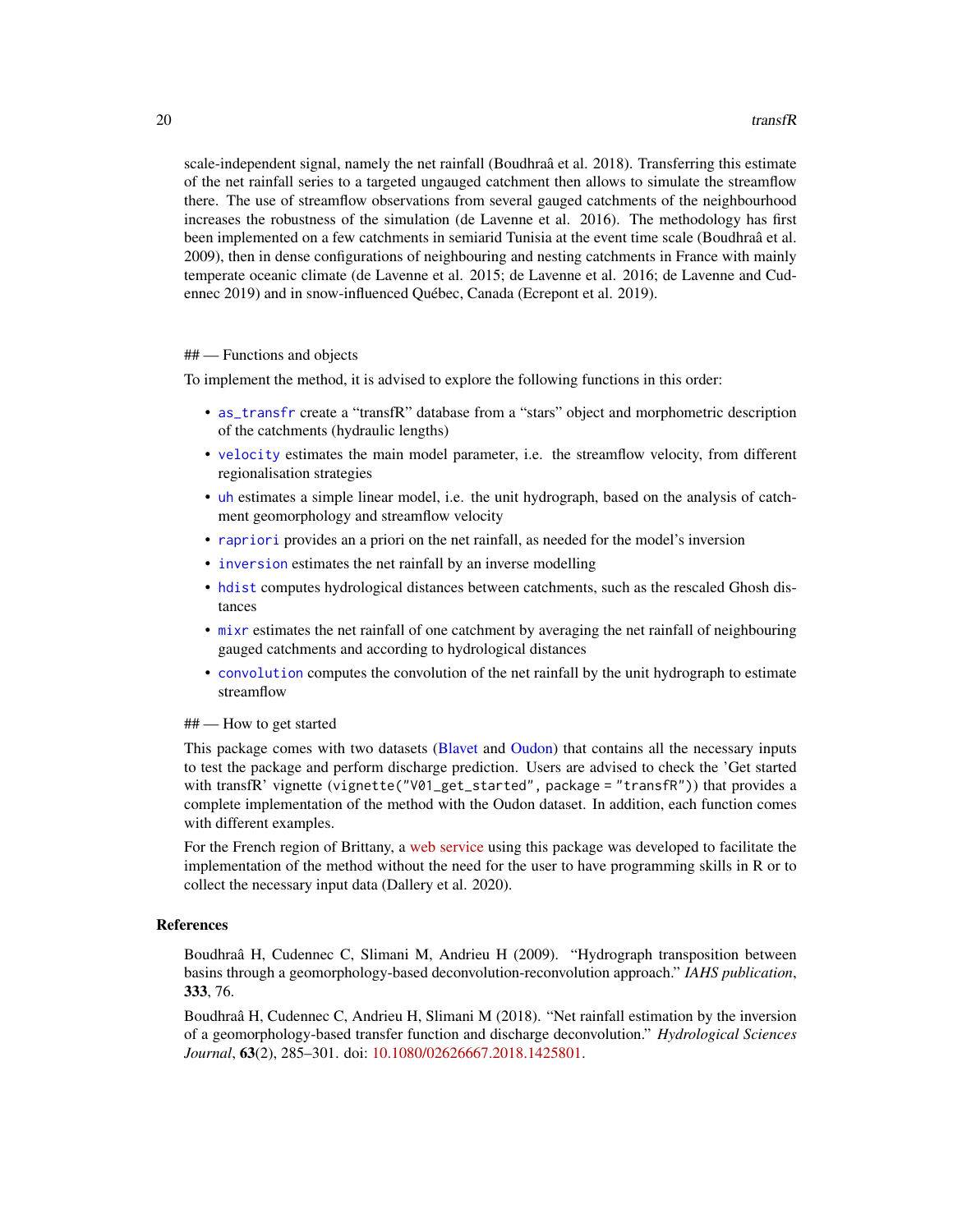scale-independent signal, namely the net rainfall (Boudhraâ et al. 2018). Transferring this estimate of the net rainfall series to a targeted ungauged catchment then allows to simulate the streamflow there. The use of streamflow observations from several gauged catchments of the neighbourhood increases the robustness of the simulation (de Lavenne et al. 2016). The methodology has first been implemented on a few catchments in semiarid Tunisia at the event time scale (Boudhraâ et al. 2009), then in dense configurations of neighbouring and nesting catchments in France with mainly temperate oceanic climate (de Lavenne et al. 2015; de Lavenne et al. 2016; de Lavenne and Cudennec 2019) and in snow-influenced Québec, Canada (Ecrepont et al. 2019).

## — Functions and objects

To implement the method, it is advised to explore the following functions in this order:

- `as_transfr` create a "transfR" database from a "stars" object and morphometric description of the catchments (hydraulic lengths)
- `velocity` estimates the main model parameter, i.e. the streamflow velocity, from different regionalisation strategies
- `uh` estimates a simple linear model, i.e. the unit hydrograph, based on the analysis of catchment geomorphology and streamflow velocity
- `rapriori` provides an a priori on the net rainfall, as needed for the model's inversion
- `inversion` estimates the net rainfall by an inverse modelling
- `hdist` computes hydrological distances between catchments, such as the rescaled Ghosh distances
- `mixr` estimates the net rainfall of one catchment by averaging the net rainfall of neighbouring gauged catchments and according to hydrological distances
- `convolution` computes the convolution of the net rainfall by the unit hydrograph to estimate streamflow

## — How to get started

This package comes with two datasets (Blavet and Oudon) that contains all the necessary inputs to test the package and perform discharge prediction. Users are advised to check the 'Get started with transfR' vignette (`vignette("V01_get_started", package = "transfR")`) that provides a complete implementation of the method with the Oudon dataset. In addition, each function comes with different examples.

For the French region of Brittany, a web service using this package was developed to facilitate the implementation of the method without the need for the user to have programming skills in R or to collect the necessary input data (Dallery et al. 2020).

### References

Boudhraâ H, Cudennec C, Slimani M, Andrieu H (2009). "Hydrograph transposition between basins through a geomorphology-based deconvolution-reconvolution approach." *IAHS publication*, **333**, 76.

Boudhraâ H, Cudennec C, Andrieu H, Slimani M (2018). "Net rainfall estimation by the inversion of a geomorphology-based transfer function and discharge deconvolution." *Hydrological Sciences Journal*, **63**(2), 285–301. doi: 10.1080/02626667.2018.1425801.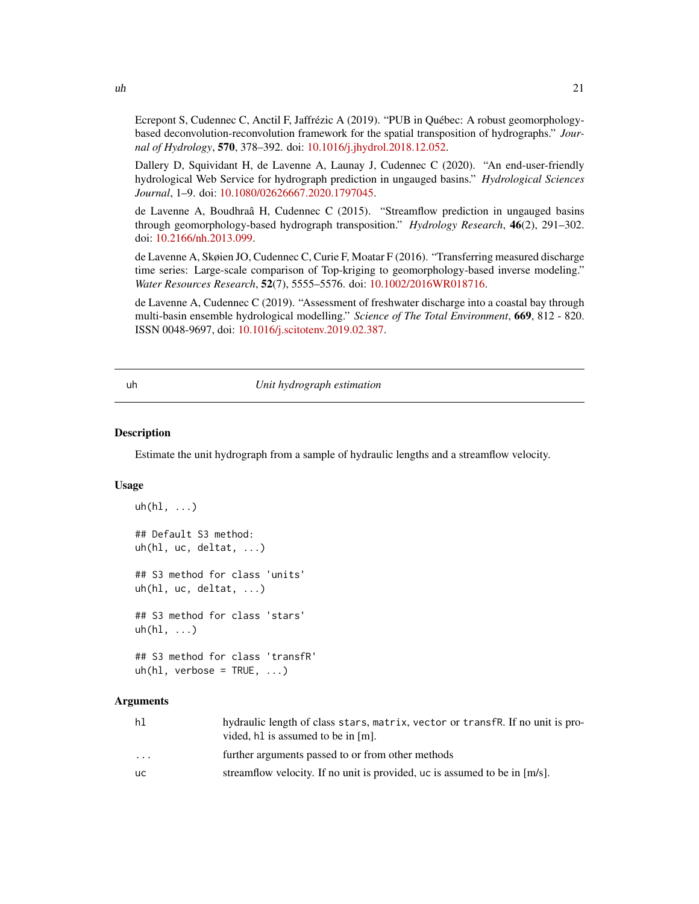Ecrepont S, Cudennec C, Anctil F, Jaffrézic A (2019). "PUB in Québec: A robust geomorphology-based deconvolution-reconvolution framework for the spatial transposition of hydrographs." *Journal of Hydrology*, **570**, 378–392. doi: 10.1016/j.jhydrol.2018.12.052.

Dallery D, Squividant H, de Lavenne A, Launay J, Cudennec C (2020). "An end-user-friendly hydrological Web Service for hydrograph prediction in ungauged basins." *Hydrological Sciences Journal*, 1–9. doi: 10.1080/02626667.2020.1797045.

de Lavenne A, Boudhraâ H, Cudennec C (2015). "Streamflow prediction in ungauged basins through geomorphology-based hydrograph transposition." *Hydrology Research*, **46**(2), 291–302. doi: 10.2166/nh.2013.099.

de Lavenne A, Skøien JO, Cudennec C, Curie F, Moatar F (2016). "Transferring measured discharge time series: Large-scale comparison of Top-kriging to geomorphology-based inverse modeling." *Water Resources Research*, **52**(7), 5555–5576. doi: 10.1002/2016WR018716.

de Lavenne A, Cudennec C (2019). "Assessment of freshwater discharge into a coastal bay through multi-basin ensemble hydrological modelling." *Science of The Total Environment*, **669**, 812 - 820. ISSN 0048-9697, doi: 10.1016/j.scitotenv.2019.02.387.

---

## uh — *Unit hydrograph estimation*

### Description

Estimate the unit hydrograph from a sample of hydraulic lengths and a streamflow velocity.

### Usage

```
uh(hl, ...)

## Default S3 method:
uh(hl, uc, deltat, ...)

## S3 method for class 'units'
uh(hl, uc, deltat, ...)

## S3 method for class 'stars'
uh(hl, ...)

## S3 method for class 'transfR'
uh(hl, verbose = TRUE, ...)
```

### Arguments

| | |
|---|---|
| `hl` | hydraulic length of class `stars`, `matrix`, `vector` or `transfR`. If no unit is provided, `hl` is assumed to be in [m]. |
| `...` | further arguments passed to or from other methods |
| `uc` | streamflow velocity. If no unit is provided, `uc` is assumed to be in [m/s]. |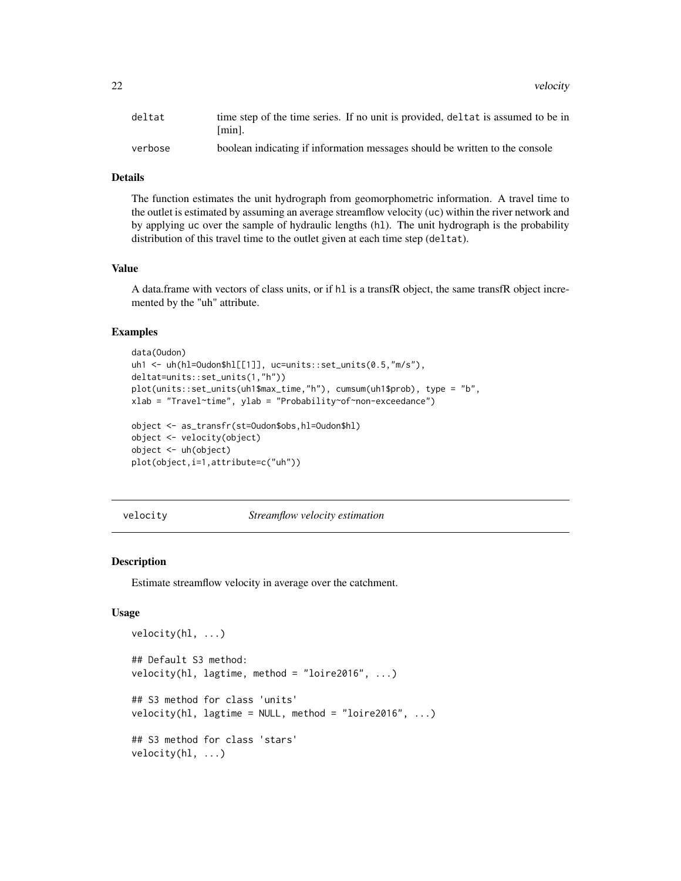| | |
|---|---|
| deltat | time step of the time series. If no unit is provided, deltat is assumed to be in [min]. |
| verbose | boolean indicating if information messages should be written to the console |

### Details

The function estimates the unit hydrograph from geomorphometric information. A travel time to the outlet is estimated by assuming an average streamflow velocity (uc) within the river network and by applying uc over the sample of hydraulic lengths (hl). The unit hydrograph is the probability distribution of this travel time to the outlet given at each time step (deltat).

### Value

A data.frame with vectors of class units, or if hl is a transfR object, the same transfR object incremented by the "uh" attribute.

### Examples

```
data(Oudon)
uh1 <- uh(hl=Oudon$hl[[1]], uc=units::set_units(0.5,"m/s"),
deltat=units::set_units(1,"h"))
plot(units::set_units(uh1$max_time,"h"), cumsum(uh1$prob), type = "b",
xlab = "Travel~time", ylab = "Probability~of~non-exceedance")

object <- as_transfr(st=Oudon$obs,hl=Oudon$hl)
object <- velocity(object)
object <- uh(object)
plot(object,i=1,attribute=c("uh"))
```

---

## velocity &nbsp;&nbsp;&nbsp;&nbsp; *Streamflow velocity estimation*

### Description

Estimate streamflow velocity in average over the catchment.

### Usage

```
velocity(hl, ...)

## Default S3 method:
velocity(hl, lagtime, method = "loire2016", ...)

## S3 method for class 'units'
velocity(hl, lagtime = NULL, method = "loire2016", ...)

## S3 method for class 'stars'
velocity(hl, ...)
```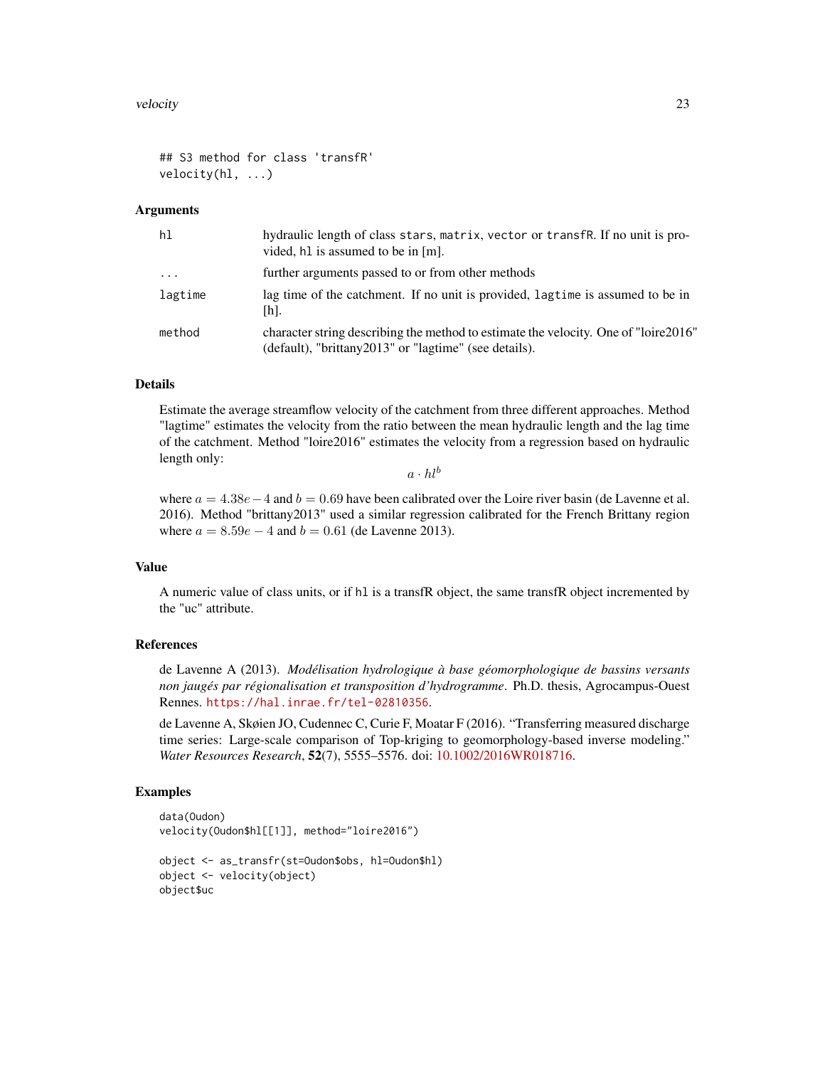```
## S3 method for class 'transfR'
velocity(hl, ...)
```

### Arguments

| | |
|---|---|
| hl | hydraulic length of class stars, matrix, vector or transfR. If no unit is provided, hl is assumed to be in [m]. |
| ... | further arguments passed to or from other methods |
| lagtime | lag time of the catchment. If no unit is provided, lagtime is assumed to be in [h]. |
| method | character string describing the method to estimate the velocity. One of "loire2016" (default), "brittany2013" or "lagtime" (see details). |

### Details

Estimate the average streamflow velocity of the catchment from three different approaches. Method "lagtime" estimates the velocity from the ratio between the mean hydraulic length and the lag time of the catchment. Method "loire2016" estimates the velocity from a regression based on hydraulic length only:

$$a \cdot hl^b$$

where $a = 4.38e-4$ and $b = 0.69$ have been calibrated over the Loire river basin (de Lavenne et al. 2016). Method "brittany2013" used a similar regression calibrated for the French Brittany region where $a = 8.59e-4$ and $b = 0.61$ (de Lavenne 2013).

### Value

A numeric value of class units, or if hl is a transfR object, the same transfR object incremented by the "uc" attribute.

### References

de Lavenne A (2013). *Modélisation hydrologique à base géomorphologique de bassins versants non jaugés par régionalisation et transposition d'hydrogramme*. Ph.D. thesis, Agrocampus-Ouest Rennes. https://hal.inrae.fr/tel-02810356.

de Lavenne A, Skøien JO, Cudennec C, Curie F, Moatar F (2016). "Transferring measured discharge time series: Large-scale comparison of Top-kriging to geomorphology-based inverse modeling." *Water Resources Research*, **52**(7), 5555–5576. doi: 10.1002/2016WR018716.

### Examples

```
data(Oudon)
velocity(Oudon$hl[[1]], method="loire2016")

object <- as_transfr(st=Oudon$obs, hl=Oudon$hl)
object <- velocity(object)
object$uc
```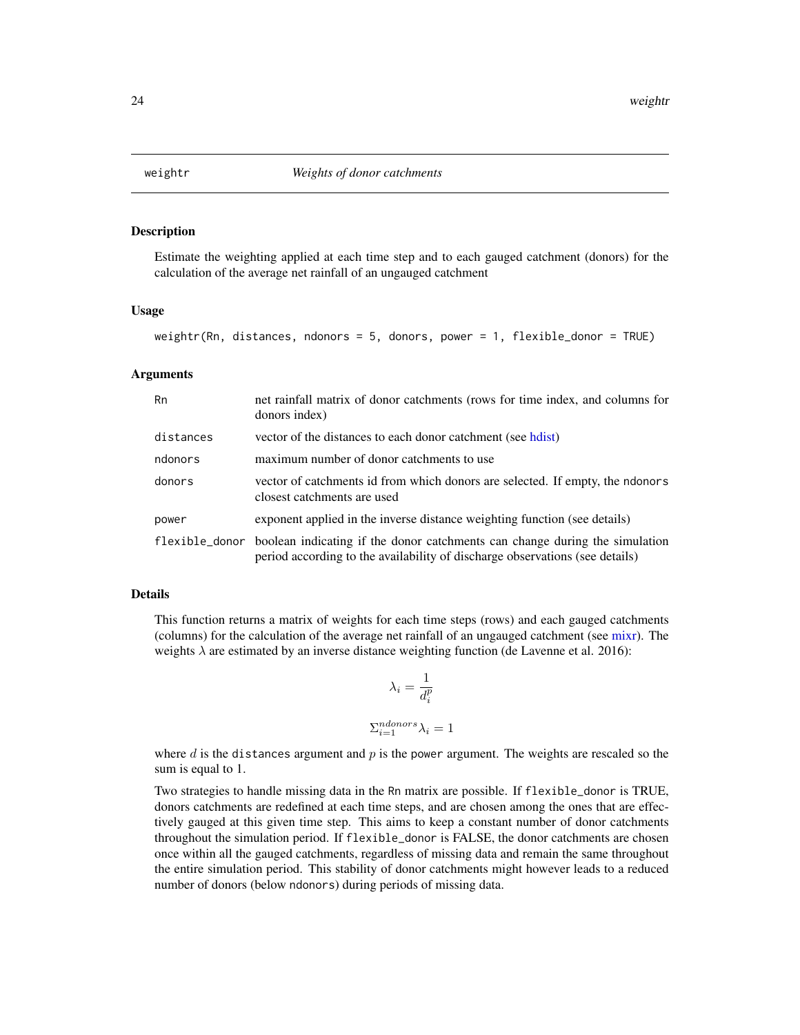# weightr — *Weights of donor catchments*

## Description

Estimate the weighting applied at each time step and to each gauged catchment (donors) for the calculation of the average net rainfall of an ungauged catchment

## Usage

```
weightr(Rn, distances, ndonors = 5, donors, power = 1, flexible_donor = TRUE)
```

## Arguments

| | |
|---|---|
| Rn | net rainfall matrix of donor catchments (rows for time index, and columns for donors index) |
| distances | vector of the distances to each donor catchment (see hdist) |
| ndonors | maximum number of donor catchments to use |
| donors | vector of catchments id from which donors are selected. If empty, the ndonors closest catchments are used |
| power | exponent applied in the inverse distance weighting function (see details) |
| flexible_donor | boolean indicating if the donor catchments can change during the simulation period according to the availability of discharge observations (see details) |

## Details

This function returns a matrix of weights for each time steps (rows) and each gauged catchments (columns) for the calculation of the average net rainfall of an ungauged catchment (see mixr). The weights $\lambda$ are estimated by an inverse distance weighting function (de Lavenne et al. 2016):

$$\lambda_i = \frac{1}{d_i^p}$$

$$\Sigma_{i=1}^{ndonors} \lambda_i = 1$$

where $d$ is the distances argument and $p$ is the power argument. The weights are rescaled so the sum is equal to 1.

Two strategies to handle missing data in the Rn matrix are possible. If flexible_donor is TRUE, donors catchments are redefined at each time steps, and are chosen among the ones that are effectively gauged at this given time step. This aims to keep a constant number of donor catchments throughout the simulation period. If flexible_donor is FALSE, the donor catchments are chosen once within all the gauged catchments, regardless of missing data and remain the same throughout the entire simulation period. This stability of donor catchments might however leads to a reduced number of donors (below ndonors) during periods of missing data.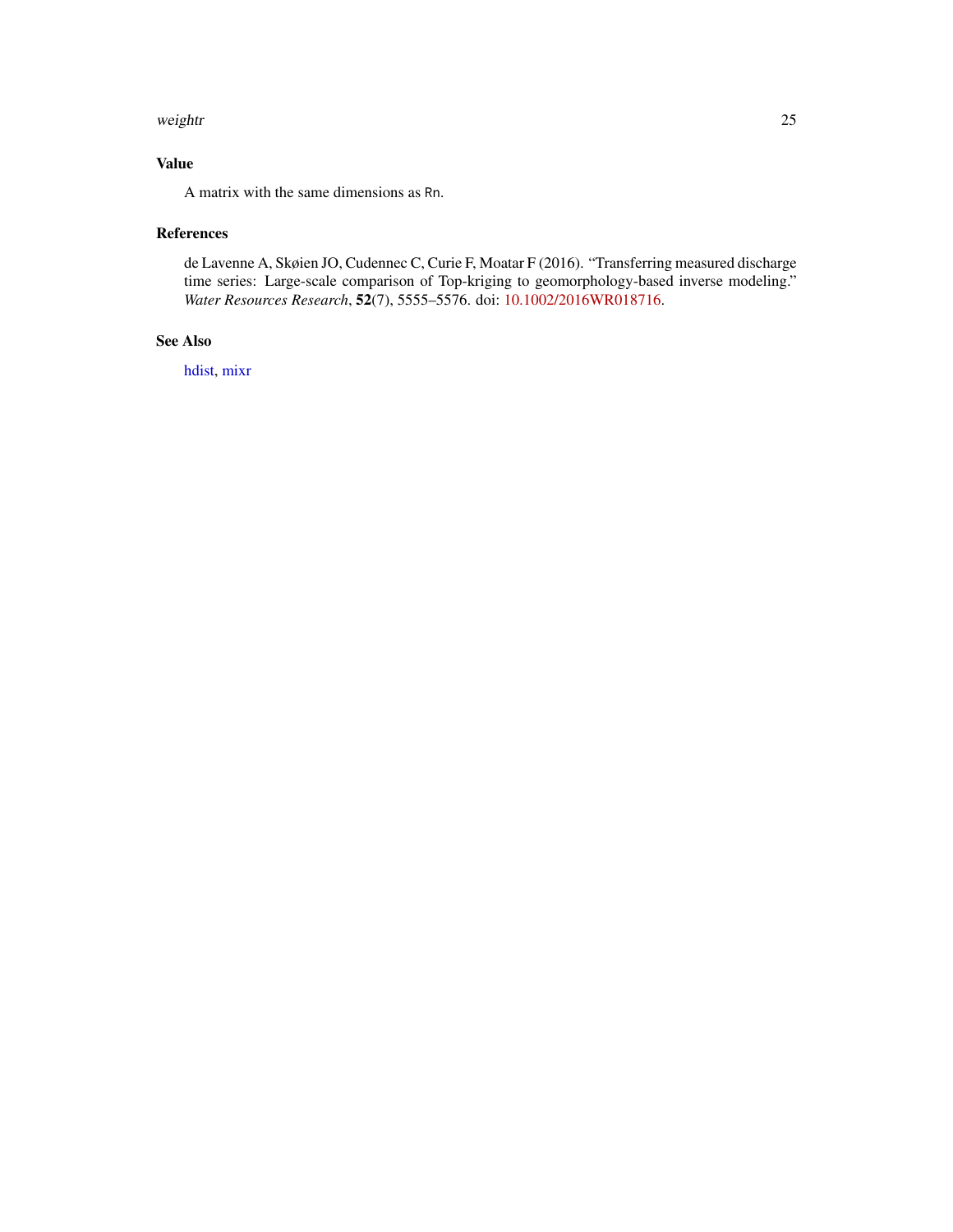## Value

A matrix with the same dimensions as `Rn`.

## References

de Lavenne A, Skøien JO, Cudennec C, Curie F, Moatar F (2016). "Transferring measured discharge time series: Large-scale comparison of Top-kriging to geomorphology-based inverse modeling." *Water Resources Research*, **52**(7), 5555–5576. doi: 10.1002/2016WR018716.

## See Also

hdist, mixr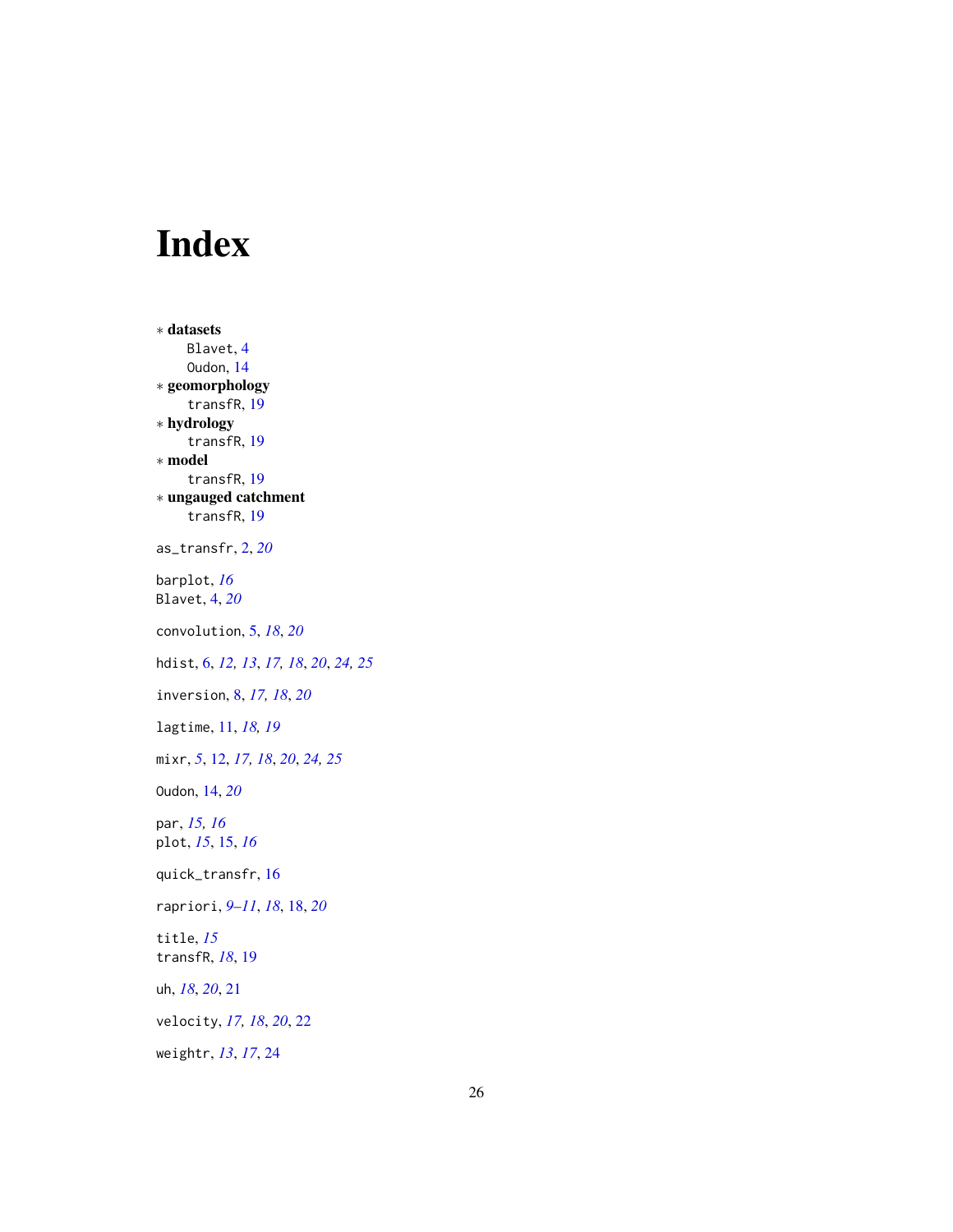# Index

∗ **datasets**
  Blavet, 4
  Oudon, 14

∗ **geomorphology**
  transfR, 19

∗ **hydrology**
  transfR, 19

∗ **model**
  transfR, 19

∗ **ungauged catchment**
  transfR, 19

as_transfr, 2, *20*

barplot, *16*
Blavet, 4, *20*

convolution, 5, *18*, *20*

hdist, 6, *12, 13*, *17, 18*, *20*, *24, 25*

inversion, 8, *17, 18*, *20*

lagtime, 11, *18, 19*

mixr, *5*, 12, *17, 18*, *20*, *24, 25*

Oudon, 14, *20*

par, *15, 16*
plot, *15*, 15, *16*

quick_transfr, 16

rapriori, *9–11*, *18*, 18, *20*

title, *15*
transfR, *18*, 19

uh, *18*, *20*, 21

velocity, *17, 18*, *20*, 22

weightr, *13*, *17*, 24